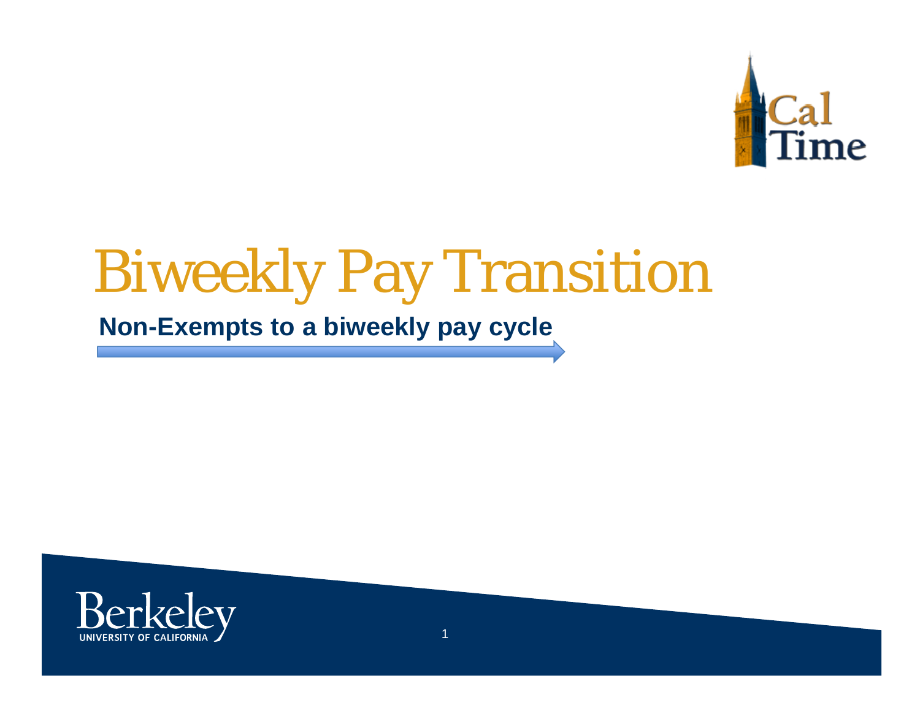# Biweekly Pay Transition

**Non-Exempts to a biweekly pay cycle**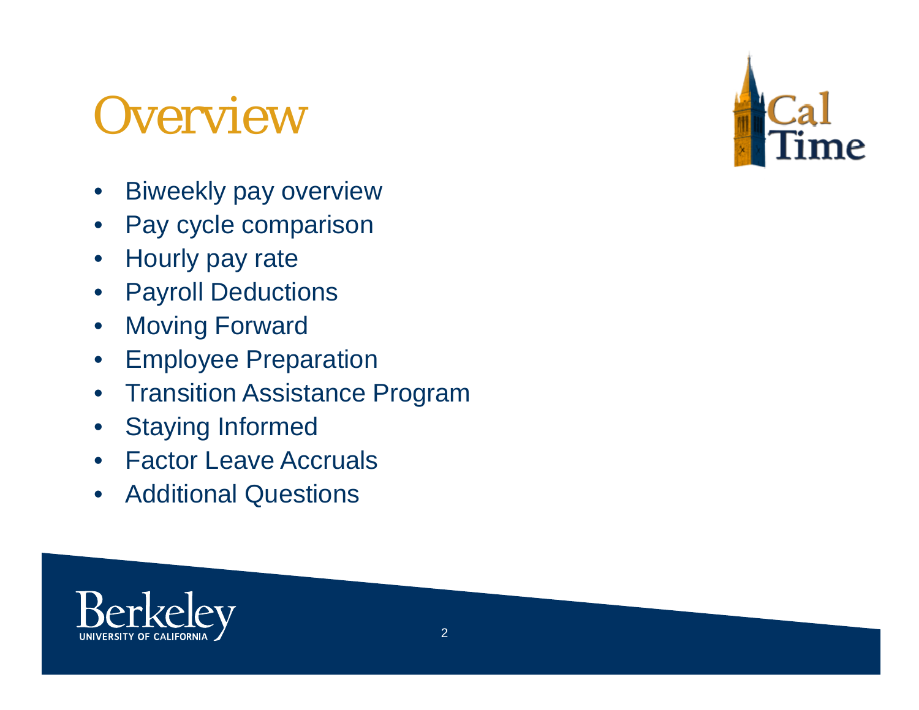# Overview

- Biweekly pay overview
- Pay cycle comparison
- Hourly pay rate
- Payroll Deductions
- Moving Forward
- Employee Preparation
- Transition Assistance Program
- Staying Informed
- Factor Leave Accruals
- Additional Questions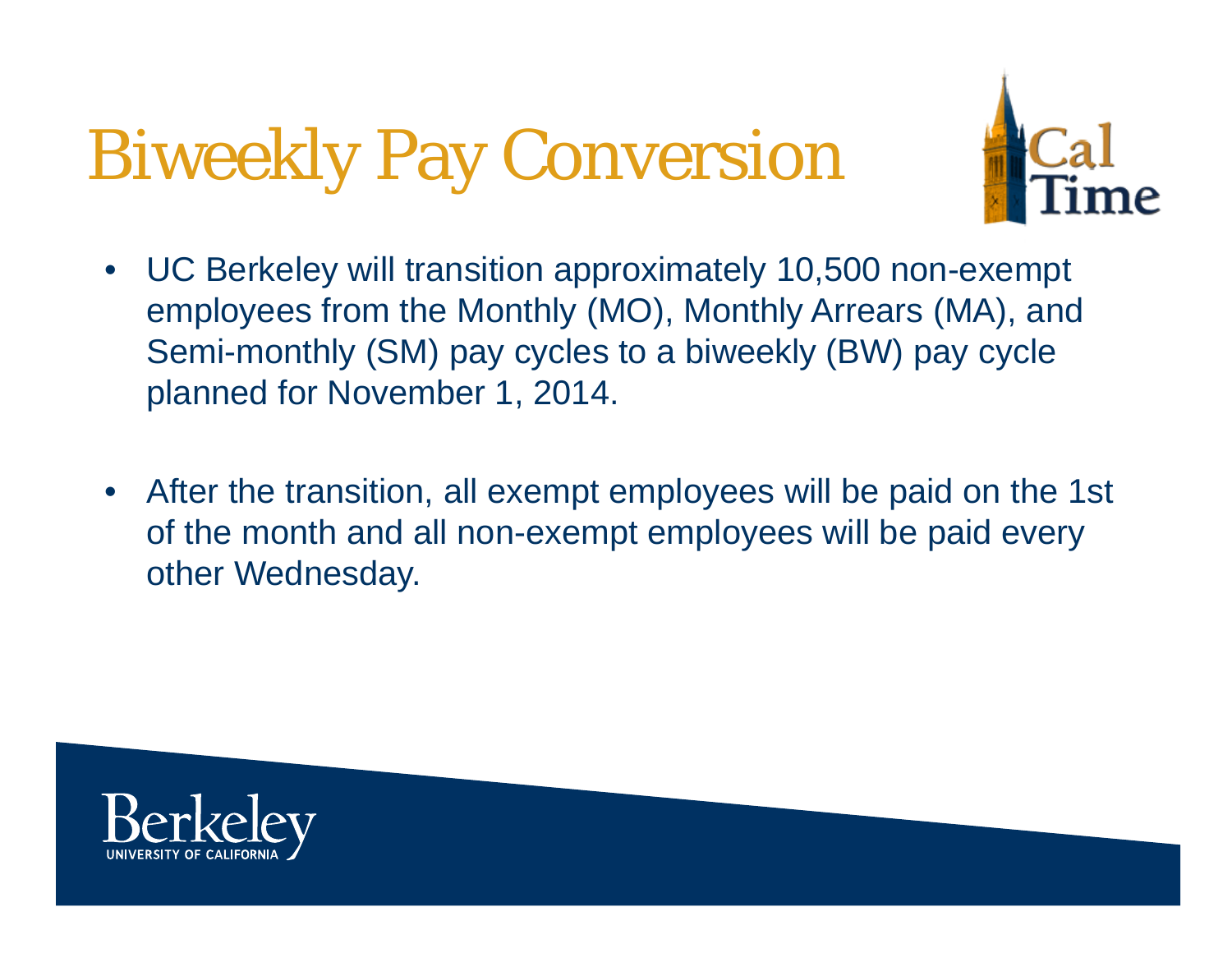# Biweekly Pay Conversion

- UC Berkeley will transition approximately 10,500 non-exempt employees from the Monthly (MO), Monthly Arrears (MA), and Semi-monthly (SM) pay cycles to a biweekly (BW) pay cycle planned for November 1, 2014.

- After the transition, all exempt employees will be paid on the 1st of the month and all non-exempt employees will be paid every other Wednesday.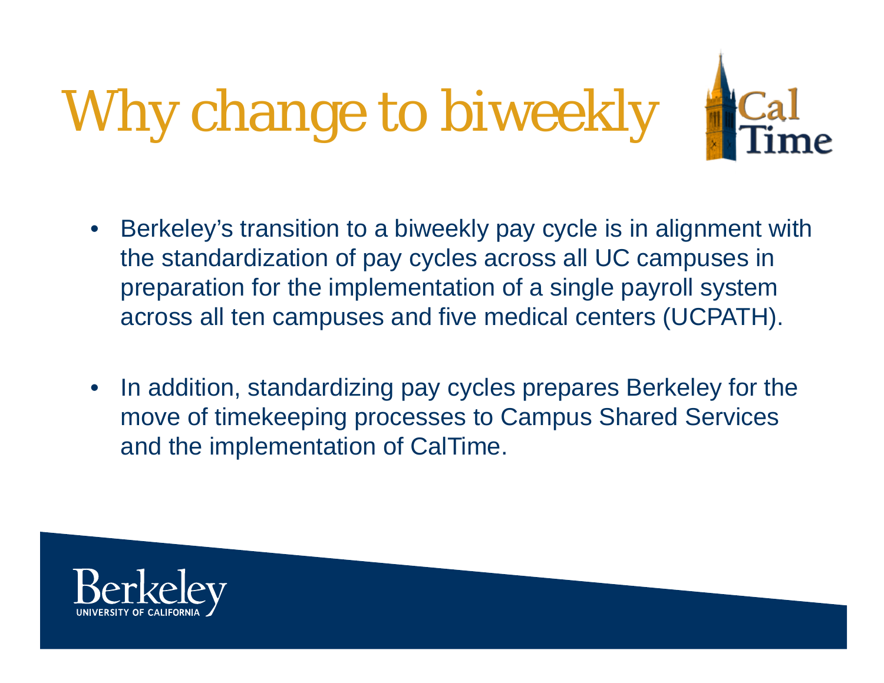# Why change to biweekly

- Berkeley's transition to a biweekly pay cycle is in alignment with the standardization of pay cycles across all UC campuses in preparation for the implementation of a single payroll system across all ten campuses and five medical centers (UCPATH).

- In addition, standardizing pay cycles prepares Berkeley for the move of timekeeping processes to Campus Shared Services and the implementation of CalTime.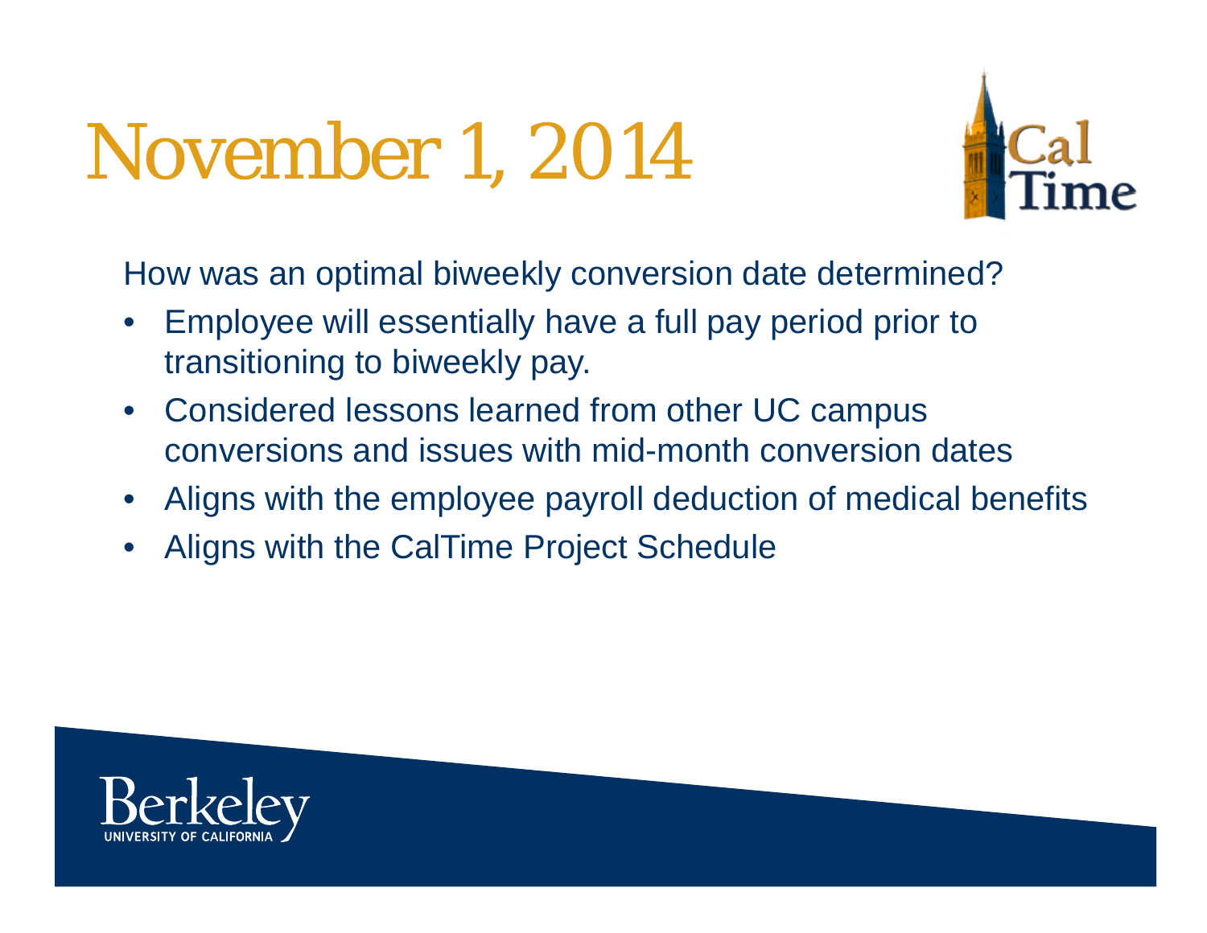# November 1, 2014

How was an optimal biweekly conversion date determined?

- Employee will essentially have a full pay period prior to transitioning to biweekly pay.
- Considered lessons learned from other UC campus conversions and issues with mid-month conversion dates
- Aligns with the employee payroll deduction of medical benefits
- Aligns with the CalTime Project Schedule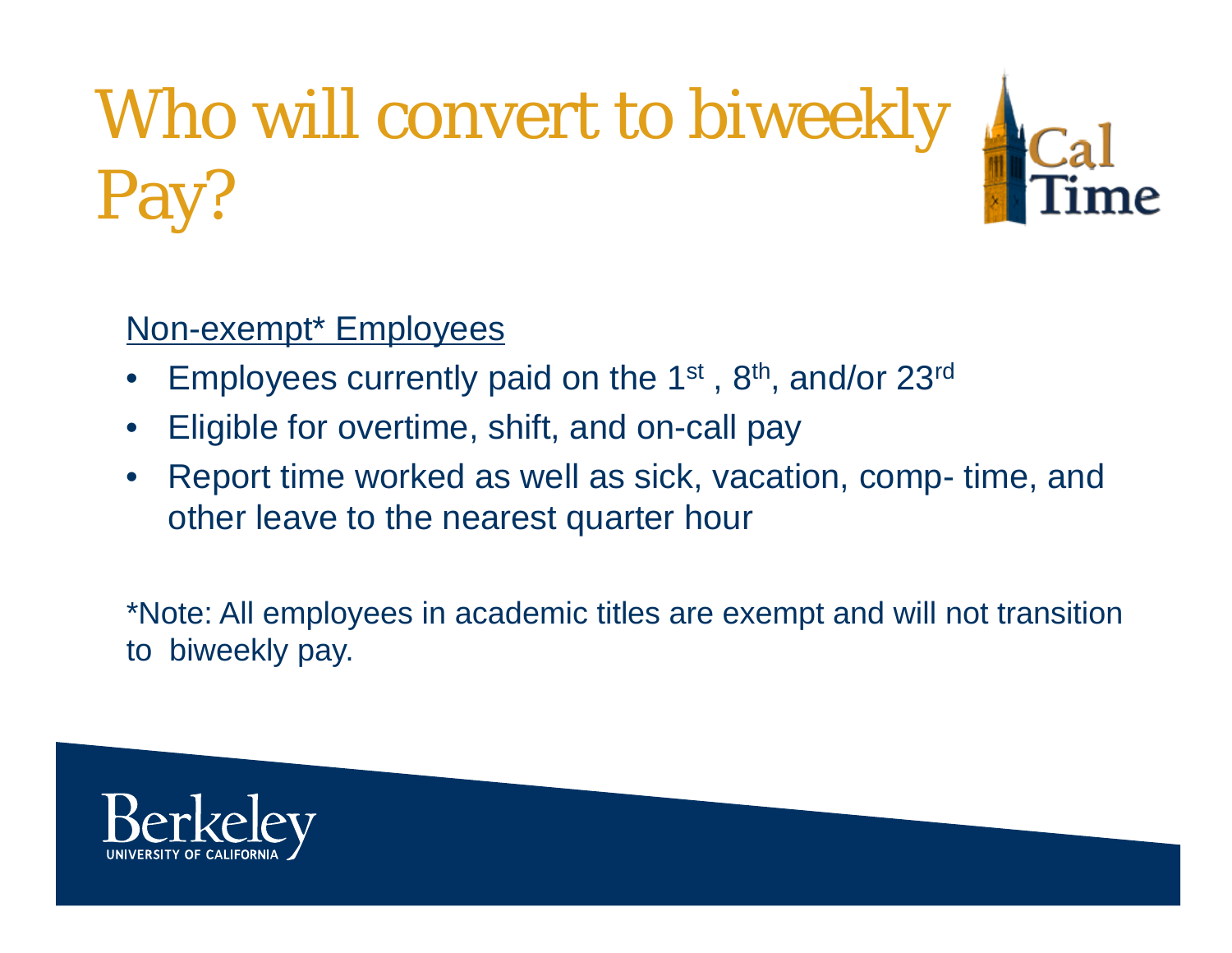# Who will convert to biweekly Pay?

<u>Non-exempt* Employees</u>

- Employees currently paid on the 1st , 8th, and/or 23rd
- Eligible for overtime, shift, and on-call pay
- Report time worked as well as sick, vacation, comp- time, and other leave to the nearest quarter hour

*Note: All employees in academic titles are exempt and will not transition to biweekly pay.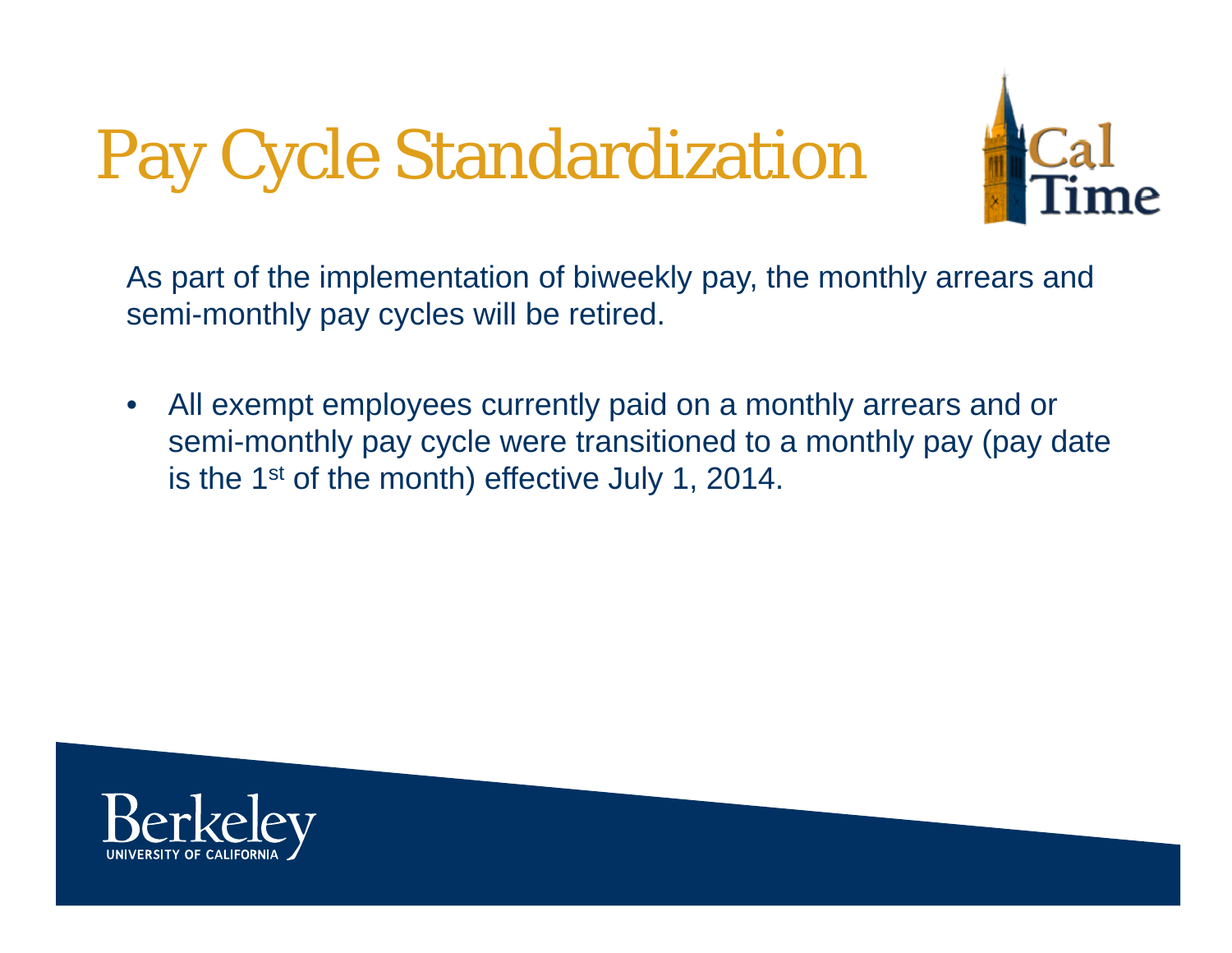# Pay Cycle Standardization

As part of the implementation of biweekly pay, the monthly arrears and semi-monthly pay cycles will be retired.

- All exempt employees currently paid on a monthly arrears and or semi-monthly pay cycle were transitioned to a monthly pay (pay date is the 1st of the month) effective July 1, 2014.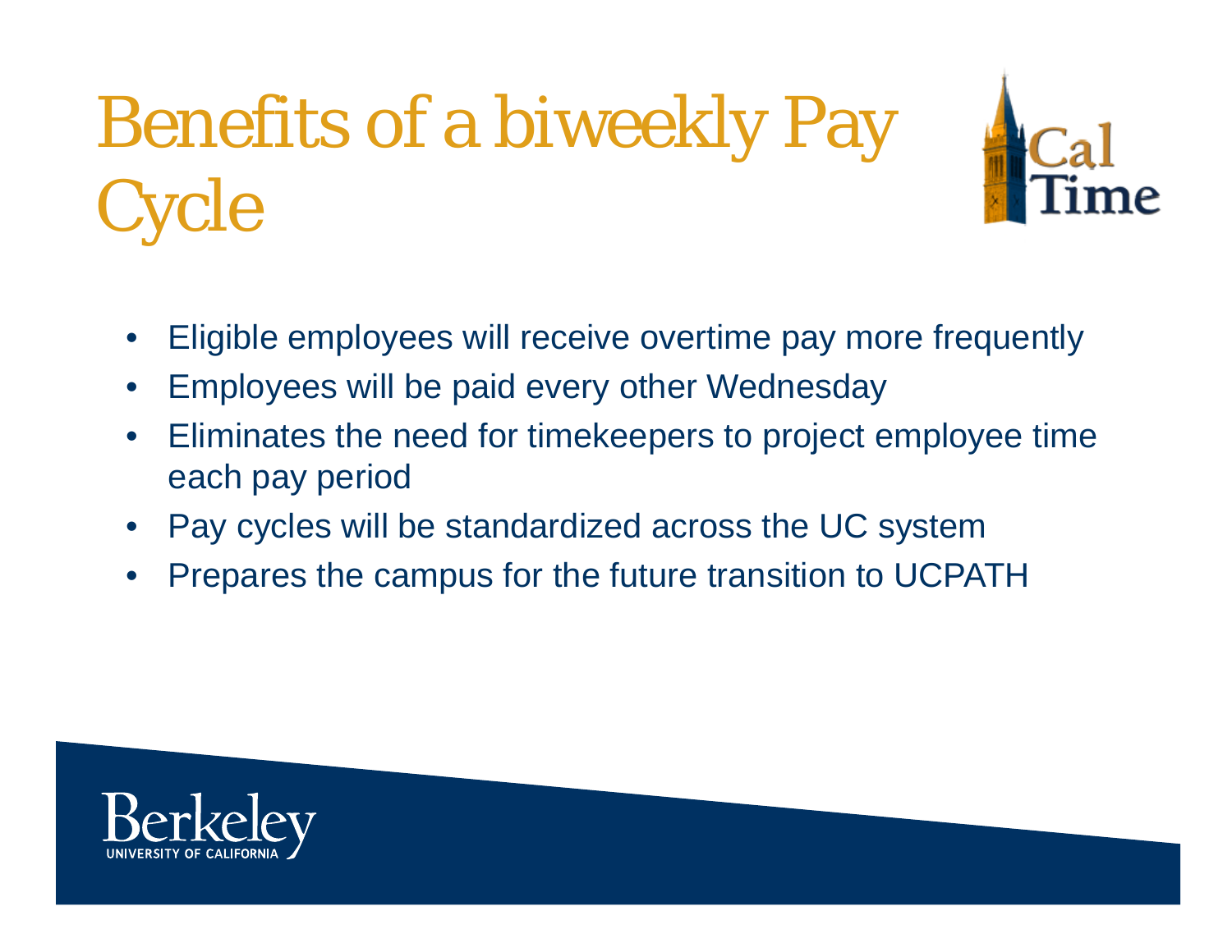# Benefits of a biweekly Pay Cycle

- Eligible employees will receive overtime pay more frequently
- Employees will be paid every other Wednesday
- Eliminates the need for timekeepers to project employee time each pay period
- Pay cycles will be standardized across the UC system
- Prepares the campus for the future transition to UCPATH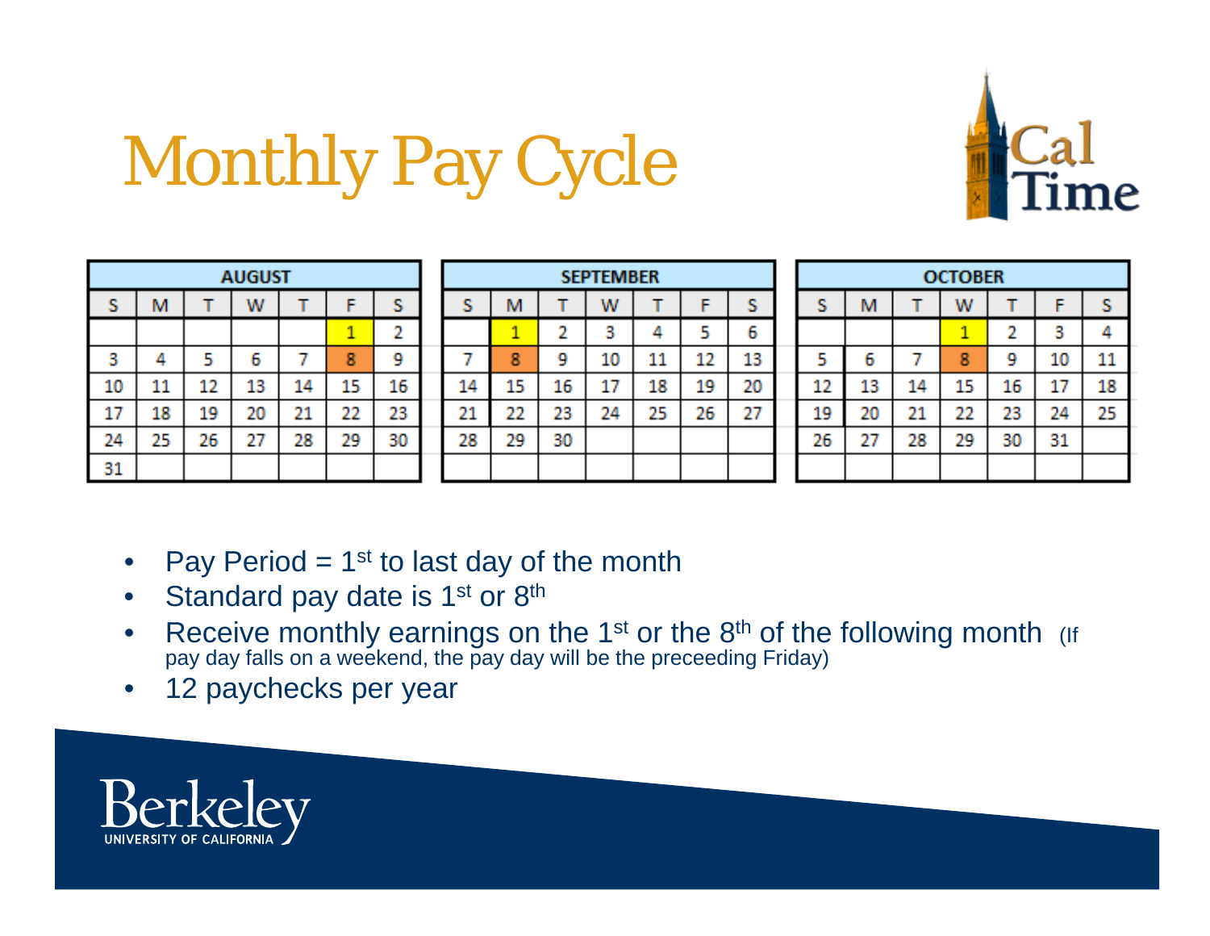# Monthly Pay Cycle

| AUGUST | | | | | | |
|---|---|---|---|---|---|---|
| S | M | T | W | T | F | S |
| | | | | | 1 | 2 |
| 3 | 4 | 5 | 6 | 7 | 8 | 9 |
| 10 | 11 | 12 | 13 | 14 | 15 | 16 |
| 17 | 18 | 19 | 20 | 21 | 22 | 23 |
| 24 | 25 | 26 | 27 | 28 | 29 | 30 |
| 31 | | | | | | |

| SEPTEMBER | | | | | | |
|---|---|---|---|---|---|---|
| S | M | T | W | T | F | S |
| | 1 | 2 | 3 | 4 | 5 | 6 |
| 7 | 8 | 9 | 10 | 11 | 12 | 13 |
| 14 | 15 | 16 | 17 | 18 | 19 | 20 |
| 21 | 22 | 23 | 24 | 25 | 26 | 27 |
| 28 | 29 | 30 | | | | |

| OCTOBER | | | | | | |
|---|---|---|---|---|---|---|
| S | M | T | W | T | F | S |
| | | | 1 | 2 | 3 | 4 |
| 5 | 6 | 7 | 8 | 9 | 10 | 11 |
| 12 | 13 | 14 | 15 | 16 | 17 | 18 |
| 19 | 20 | 21 | 22 | 23 | 24 | 25 |
| 26 | 27 | 28 | 29 | 30 | 31 | |

- Pay Period = 1st to last day of the month
- Standard pay date is 1st or 8th
- Receive monthly earnings on the 1st or the 8th of the following month (If pay day falls on a weekend, the pay day will be the preceeding Friday)
- 12 paychecks per year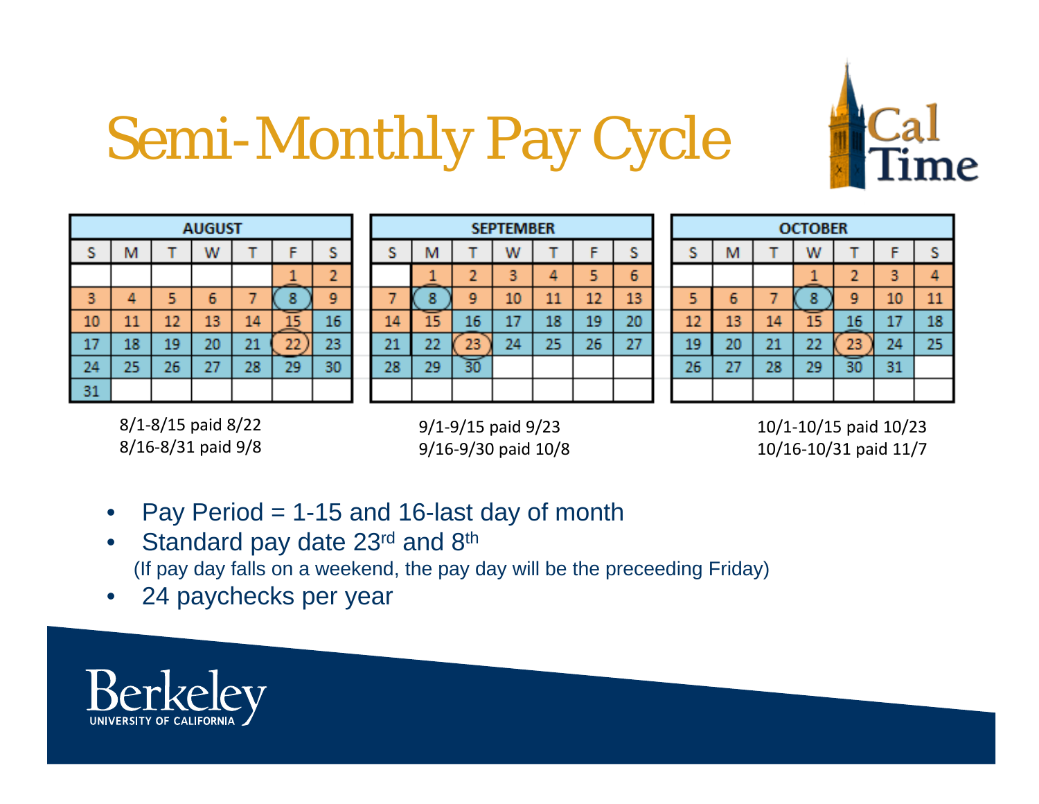# Semi-Monthly Pay Cycle

| AUGUST | | | | | | |
|---|---|---|---|---|---|---|
| S | M | T | W | T | F | S |
| | | | | | 1 | 2 |
| 3 | 4 | 5 | 6 | 7 | 8 | 9 |
| 10 | 11 | 12 | 13 | 14 | 15 | 16 |
| 17 | 18 | 19 | 20 | 21 | 22 | 23 |
| 24 | 25 | 26 | 27 | 28 | 29 | 30 |
| 31 | | | | | | |

8/1-8/15 paid 8/22
8/16-8/31 paid 9/8

| SEPTEMBER | | | | | | |
|---|---|---|---|---|---|---|
| S | M | T | W | T | F | S |
| | 1 | 2 | 3 | 4 | 5 | 6 |
| 7 | 8 | 9 | 10 | 11 | 12 | 13 |
| 14 | 15 | 16 | 17 | 18 | 19 | 20 |
| 21 | 22 | 23 | 24 | 25 | 26 | 27 |
| 28 | 29 | 30 | | | | |

9/1-9/15 paid 9/23
9/16-9/30 paid 10/8

| OCTOBER | | | | | | |
|---|---|---|---|---|---|---|
| S | M | T | W | T | F | S |
| | | | 1 | 2 | 3 | 4 |
| 5 | 6 | 7 | 8 | 9 | 10 | 11 |
| 12 | 13 | 14 | 15 | 16 | 17 | 18 |
| 19 | 20 | 21 | 22 | 23 | 24 | 25 |
| 26 | 27 | 28 | 29 | 30 | 31 | |

10/1-10/15 paid 10/23
10/16-10/31 paid 11/7

- Pay Period = 1-15 and 16-last day of month
- Standard pay date 23rd and 8th
  (If pay day falls on a weekend, the pay day will be the preceeding Friday)
- 24 paychecks per year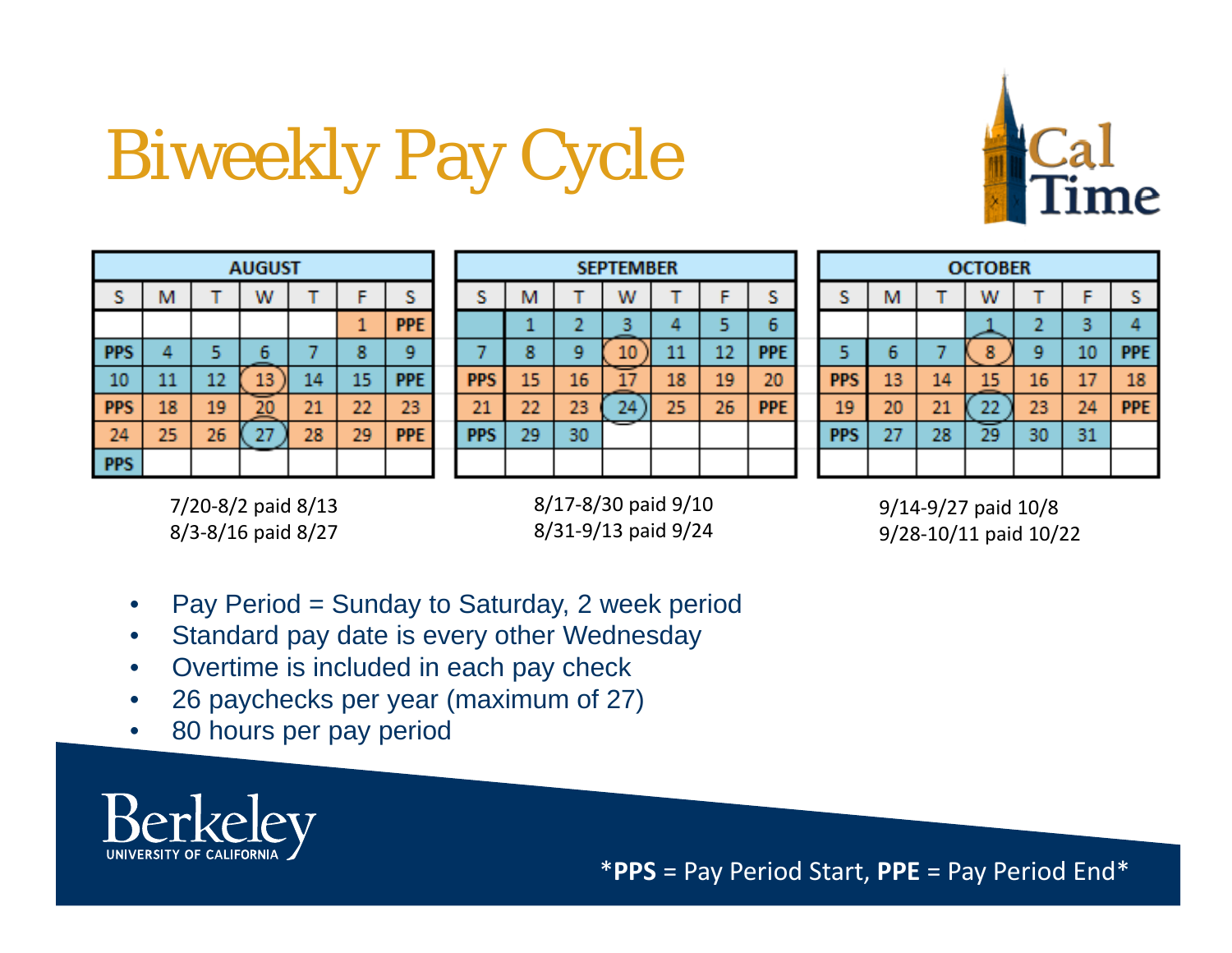# Biweekly Pay Cycle

**AUGUST**

| S | M | T | W | T | F | S |
|---|---|---|---|---|---|---|
| | | | | | 1 | PPE |
| PPS | 4 | 5 | 6 | 7 | 8 | 9 |
| 10 | 11 | 12 | 13 | 14 | 15 | PPE |
| PPS | 18 | 19 | 20 | 21 | 22 | 23 |
| 24 | 25 | 26 | 27 | 28 | 29 | PPE |
| PPS | | | | | | |

7/20-8/2 paid 8/13
8/3-8/16 paid 8/27

**SEPTEMBER**

| S | M | T | W | T | F | S |
|---|---|---|---|---|---|---|
| | 1 | 2 | 3 | 4 | 5 | 6 |
| 7 | 8 | 9 | 10 | 11 | 12 | PPE |
| PPS | 15 | 16 | 17 | 18 | 19 | 20 |
| 21 | 22 | 23 | 24 | 25 | 26 | PPE |
| PPS | 29 | 30 | | | | |

8/17-8/30 paid 9/10
8/31-9/13 paid 9/24

**OCTOBER**

| S | M | T | W | T | F | S |
|---|---|---|---|---|---|---|
| | | | 1 | 2 | 3 | 4 |
| 5 | 6 | 7 | 8 | 9 | 10 | PPE |
| PPS | 13 | 14 | 15 | 16 | 17 | 18 |
| 19 | 20 | 21 | 22 | 23 | 24 | PPE |
| PPS | 27 | 28 | 29 | 30 | 31 | |

9/14-9/27 paid 10/8
9/28-10/11 paid 10/22

- Pay Period = Sunday to Saturday, 2 week period
- Standard pay date is every other Wednesday
- Overtime is included in each pay check
- 26 paychecks per year (maximum of 27)
- 80 hours per pay period

\***PPS** = Pay Period Start, **PPE** = Pay Period End\*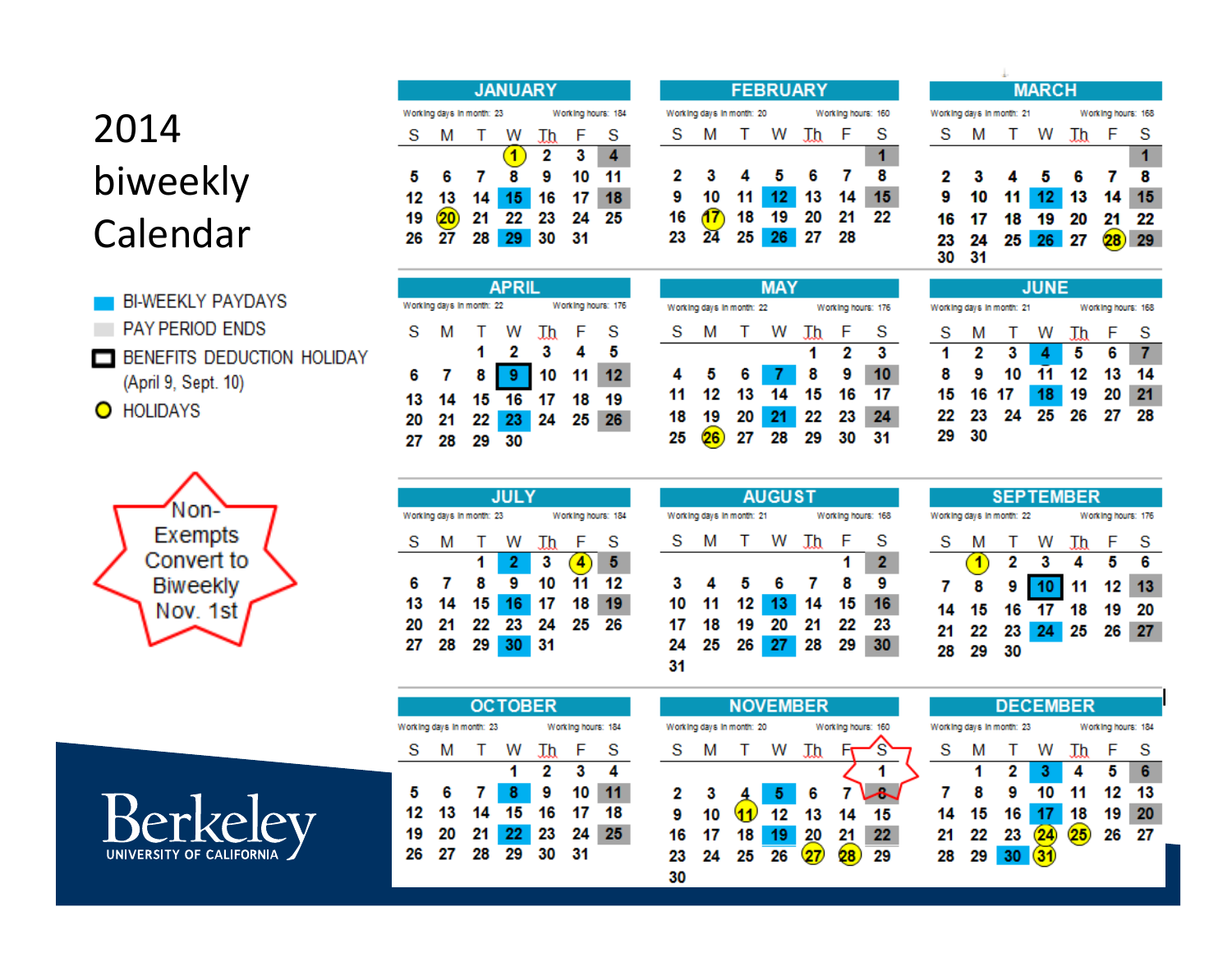# 2014 biweekly Calendar

- BI-WEEKLY PAYDAYS
- PAY PERIOD ENDS
- BENEFITS DEDUCTION HOLIDAY (April 9, Sept. 10)
- HOLIDAYS

Non-Exempts Convert to Biweekly Nov. 1st

## JANUARY

Working days in month: 23 Working hours: 184

| S | M | T | W | Th | F | S |
|---|---|---|---|---|---|---|
| | | | 1 | 2 | 3 | 4 |
| 5 | 6 | 7 | 8 | 9 | 10 | 11 |
| 12 | 13 | 14 | 15 | 16 | 17 | 18 |
| 19 | 20 | 21 | 22 | 23 | 24 | 25 |
| 26 | 27 | 28 | 29 | 30 | 31 | |

## FEBRUARY

Working days in month: 20 Working hours: 160

| S | M | T | W | Th | F | S |
|---|---|---|---|---|---|---|
| | | | | | | 1 |
| 2 | 3 | 4 | 5 | 6 | 7 | 8 |
| 9 | 10 | 11 | 12 | 13 | 14 | 15 |
| 16 | 17 | 18 | 19 | 20 | 21 | 22 |
| 23 | 24 | 25 | 26 | 27 | 28 | |

## MARCH

Working days in month: 21 Working hours: 168

| S | M | T | W | Th | F | S |
|---|---|---|---|---|---|---|
| | | | | | | 1 |
| 2 | 3 | 4 | 5 | 6 | 7 | 8 |
| 9 | 10 | 11 | 12 | 13 | 14 | 15 |
| 16 | 17 | 18 | 19 | 20 | 21 | 22 |
| 23 | 24 | 25 | 26 | 27 | 28 | 29 |
| 30 | 31 | | | | | |

## APRIL

Working days in month: 22 Working hours: 176

| S | M | T | W | Th | F | S |
|---|---|---|---|---|---|---|
| | | 1 | 2 | 3 | 4 | 5 |
| 6 | 7 | 8 | 9 | 10 | 11 | 12 |
| 13 | 14 | 15 | 16 | 17 | 18 | 19 |
| 20 | 21 | 22 | 23 | 24 | 25 | 26 |
| 27 | 28 | 29 | 30 | | | |

## MAY

Working days in month: 22 Working hours: 176

| S | M | T | W | Th | F | S |
|---|---|---|---|---|---|---|
| | | | | 1 | 2 | 3 |
| 4 | 5 | 6 | 7 | 8 | 9 | 10 |
| 11 | 12 | 13 | 14 | 15 | 16 | 17 |
| 18 | 19 | 20 | 21 | 22 | 23 | 24 |
| 25 | 26 | 27 | 28 | 29 | 30 | 31 |

## JUNE

Working days in month: 21 Working hours: 168

| S | M | T | W | Th | F | S |
|---|---|---|---|---|---|---|
| 1 | 2 | 3 | 4 | 5 | 6 | 7 |
| 8 | 9 | 10 | 11 | 12 | 13 | 14 |
| 15 | 16 | 17 | 18 | 19 | 20 | 21 |
| 22 | 23 | 24 | 25 | 26 | 27 | 28 |
| 29 | 30 | | | | | |

## JULY

Working days in month: 23 Working hours: 184

| S | M | T | W | Th | F | S |
|---|---|---|---|---|---|---|
| | | 1 | 2 | 3 | 4 | 5 |
| 6 | 7 | 8 | 9 | 10 | 11 | 12 |
| 13 | 14 | 15 | 16 | 17 | 18 | 19 |
| 20 | 21 | 22 | 23 | 24 | 25 | 26 |
| 27 | 28 | 29 | 30 | 31 | | |

## AUGUST

Working days in month: 21 Working hours: 168

| S | M | T | W | Th | F | S |
|---|---|---|---|---|---|---|
| | | | | | 1 | 2 |
| 3 | 4 | 5 | 6 | 7 | 8 | 9 |
| 10 | 11 | 12 | 13 | 14 | 15 | 16 |
| 17 | 18 | 19 | 20 | 21 | 22 | 23 |
| 24 | 25 | 26 | 27 | 28 | 29 | 30 |
| 31 | | | | | | |

## SEPTEMBER

Working days in month: 22 Working hours: 176

| S | M | T | W | Th | F | S |
|---|---|---|---|---|---|---|
| | 1 | 2 | 3 | 4 | 5 | 6 |
| 7 | 8 | 9 | 10 | 11 | 12 | 13 |
| 14 | 15 | 16 | 17 | 18 | 19 | 20 |
| 21 | 22 | 23 | 24 | 25 | 26 | 27 |
| 28 | 29 | 30 | | | | |

## OCTOBER

Working days in month: 23 Working hours: 184

| S | M | T | W | Th | F | S |
|---|---|---|---|---|---|---|
| | | | 1 | 2 | 3 | 4 |
| 5 | 6 | 7 | 8 | 9 | 10 | 11 |
| 12 | 13 | 14 | 15 | 16 | 17 | 18 |
| 19 | 20 | 21 | 22 | 23 | 24 | 25 |
| 26 | 27 | 28 | 29 | 30 | 31 | |

## NOVEMBER

Working days in month: 20 Working hours: 160

| S | M | T | W | Th | F | S |
|---|---|---|---|---|---|---|
| | | | | | | 1 |
| 2 | 3 | 4 | 5 | 6 | 7 | 8 |
| 9 | 10 | 11 | 12 | 13 | 14 | 15 |
| 16 | 17 | 18 | 19 | 20 | 21 | 22 |
| 23 | 24 | 25 | 26 | 27 | 28 | 29 |
| 30 | | | | | | |

## DECEMBER

Working days in month: 23 Working hours: 184

| S | M | T | W | Th | F | S |
|---|---|---|---|---|---|---|
| | 1 | 2 | 3 | 4 | 5 | 6 |
| 7 | 8 | 9 | 10 | 11 | 12 | 13 |
| 14 | 15 | 16 | 17 | 18 | 19 | 20 |
| 21 | 22 | 23 | 24 | 25 | 26 | 27 |
| 28 | 29 | 30 | 31 | | | |

Berkeley UNIVERSITY OF CALIFORNIA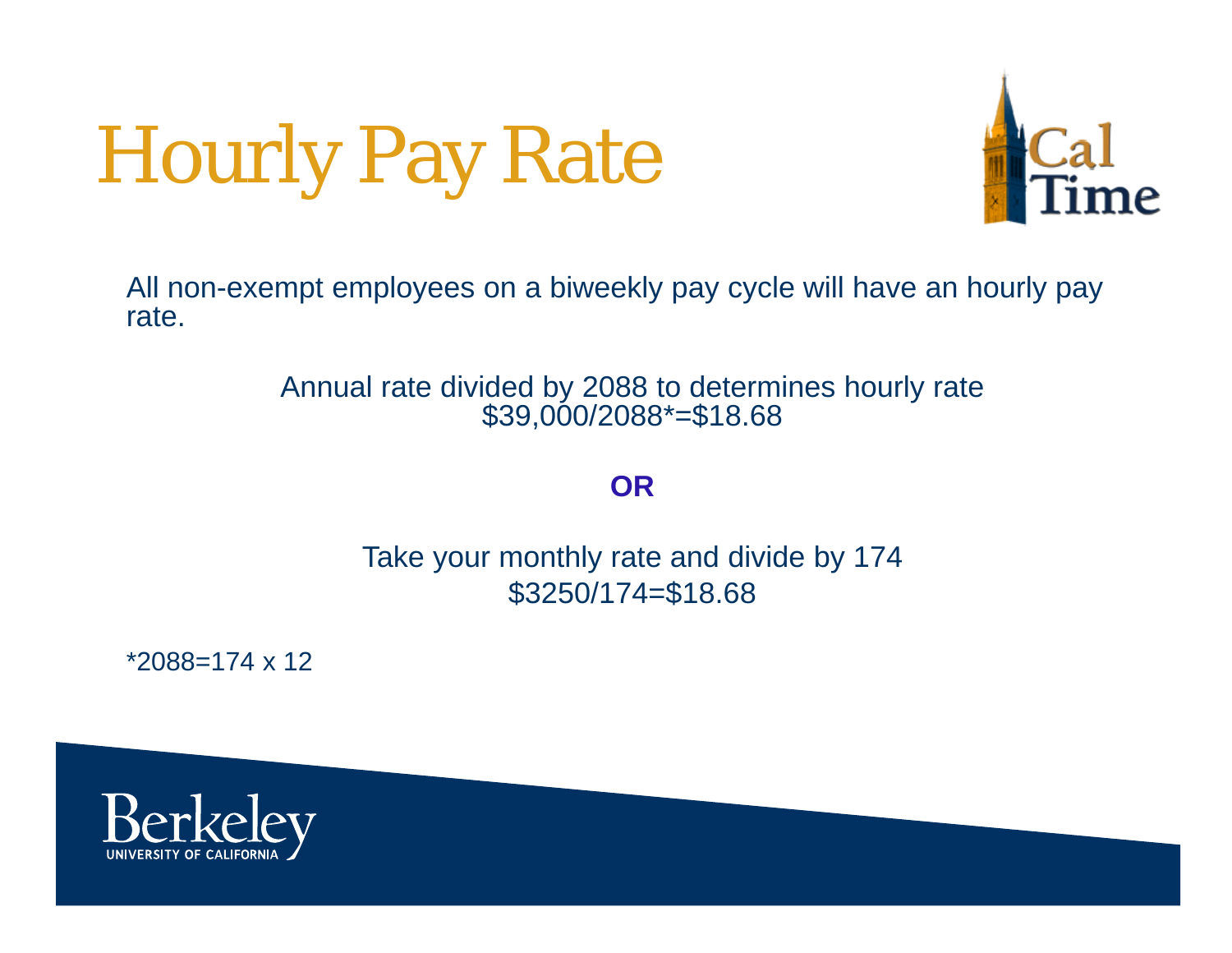# Hourly Pay Rate

All non-exempt employees on a biweekly pay cycle will have an hourly pay rate.

Annual rate divided by 2088 to determines hourly rate
$39,000/2088*=$18.68

**OR**

Take your monthly rate and divide by 174
$3250/174=$18.68

*2088=174 x 12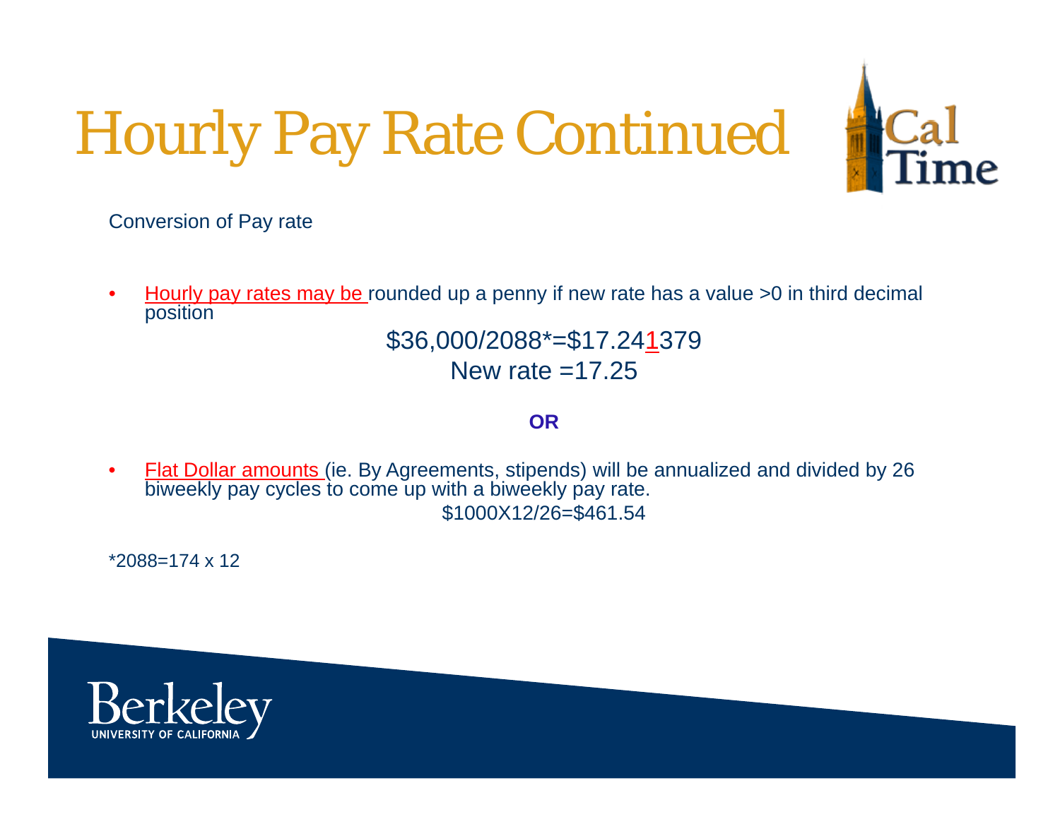# Hourly Pay Rate Continued

Conversion of Pay rate

- Hourly pay rates may be rounded up a penny if new rate has a value >0 in third decimal position

$36,000/2088*=$17.241379

New rate =17.25

**OR**

- Flat Dollar amounts (ie. By Agreements, stipends) will be annualized and divided by 26 biweekly pay cycles to come up with a biweekly pay rate.

$1000X12/26=$461.54

*2088=174 x 12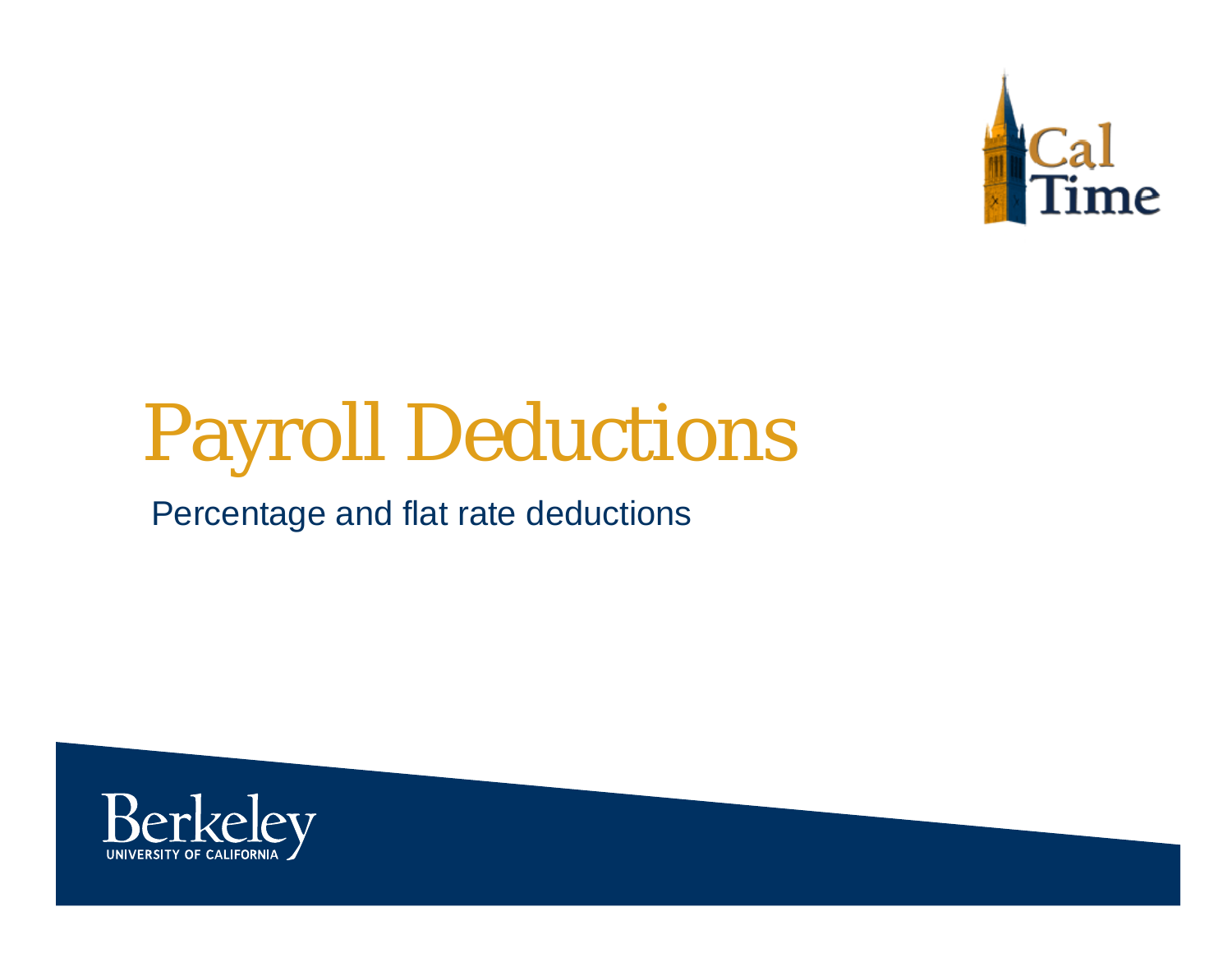# Payroll Deductions

Percentage and flat rate deductions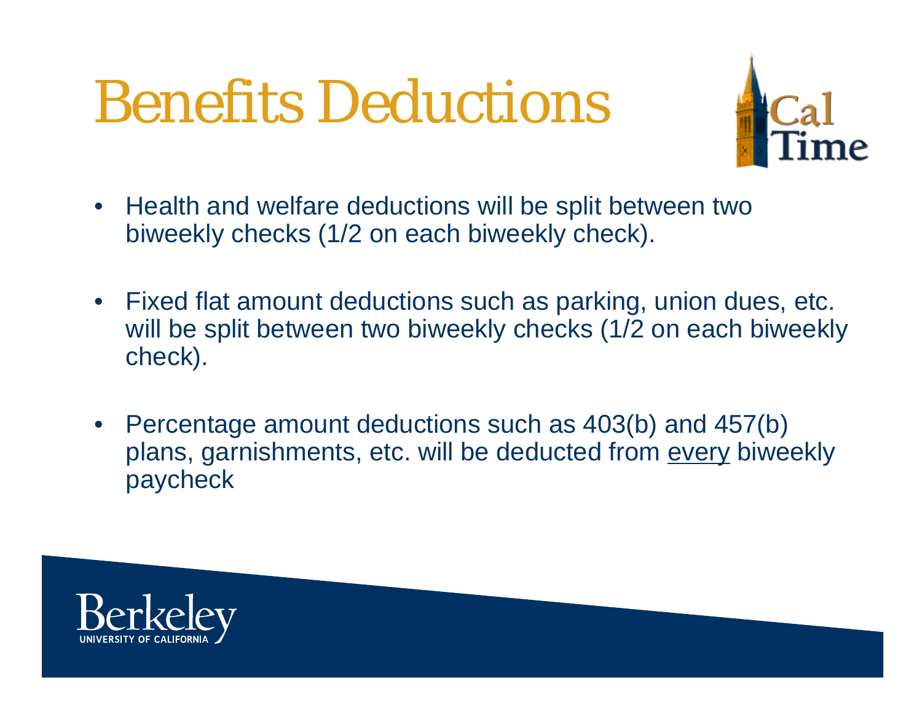# Benefits Deductions

- Health and welfare deductions will be split between two biweekly checks (1/2 on each biweekly check).
- Fixed flat amount deductions such as parking, union dues, etc. will be split between two biweekly checks (1/2 on each biweekly check).
- Percentage amount deductions such as 403(b) and 457(b) plans, garnishments, etc. will be deducted from <u>every</u> biweekly paycheck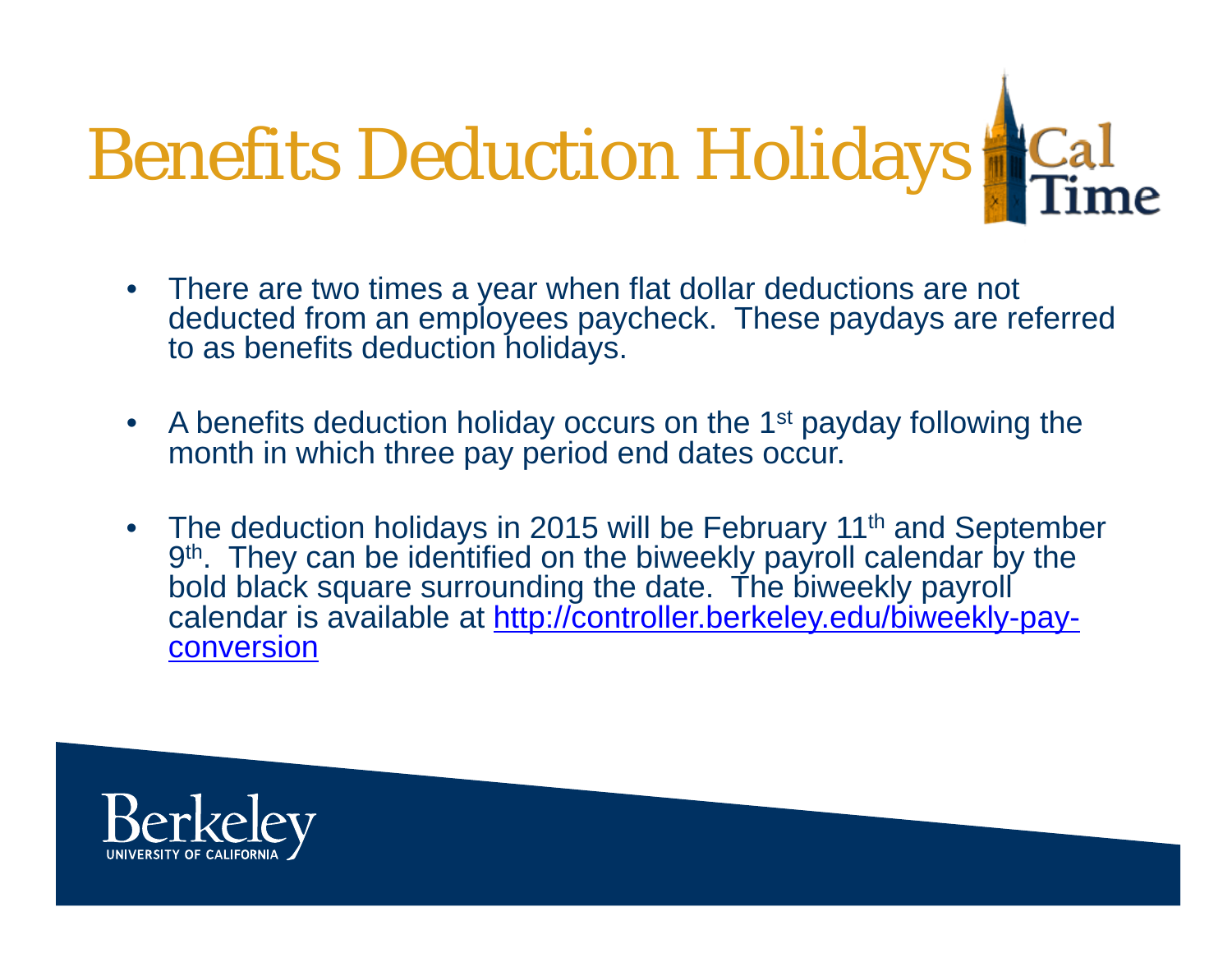# Benefits Deduction Holidays

- There are two times a year when flat dollar deductions are not deducted from an employees paycheck. These paydays are referred to as benefits deduction holidays.
- A benefits deduction holiday occurs on the 1st payday following the month in which three pay period end dates occur.
- The deduction holidays in 2015 will be February 11th and September 9th. They can be identified on the biweekly payroll calendar by the bold black square surrounding the date. The biweekly payroll calendar is available at http://controller.berkeley.edu/biweekly-pay-conversion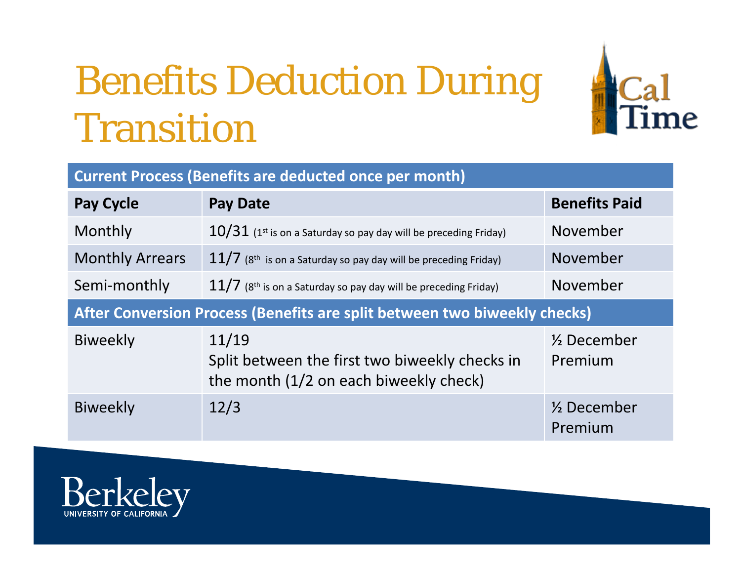# Benefits Deduction During Transition

| Current Process (Benefits are deducted once per month) | | |
|---|---|---|
| **Pay Cycle** | **Pay Date** | **Benefits Paid** |
| Monthly | 10/31 (1st is on a Saturday so pay day will be preceding Friday) | November |
| Monthly Arrears | 11/7 (8th is on a Saturday so pay day will be preceding Friday) | November |
| Semi-monthly | 11/7 (8th is on a Saturday so pay day will be preceding Friday) | November |
| **After Conversion Process (Benefits are split between two biweekly checks)** | | |
| Biweekly | 11/19<br>Split between the first two biweekly checks in the month (1/2 on each biweekly check) | ½ December Premium |
| Biweekly | 12/3 | ½ December Premium |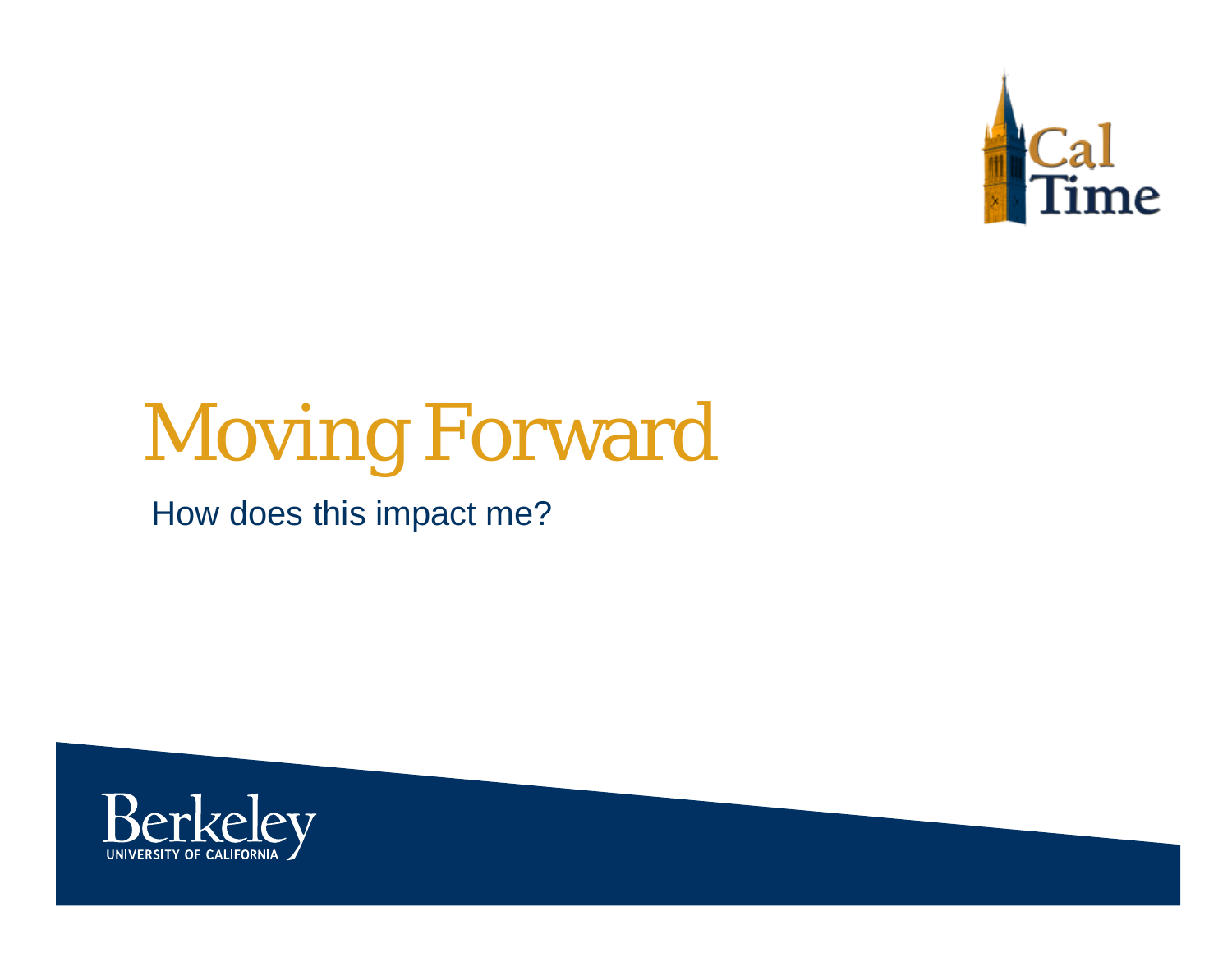# Moving Forward

How does this impact me?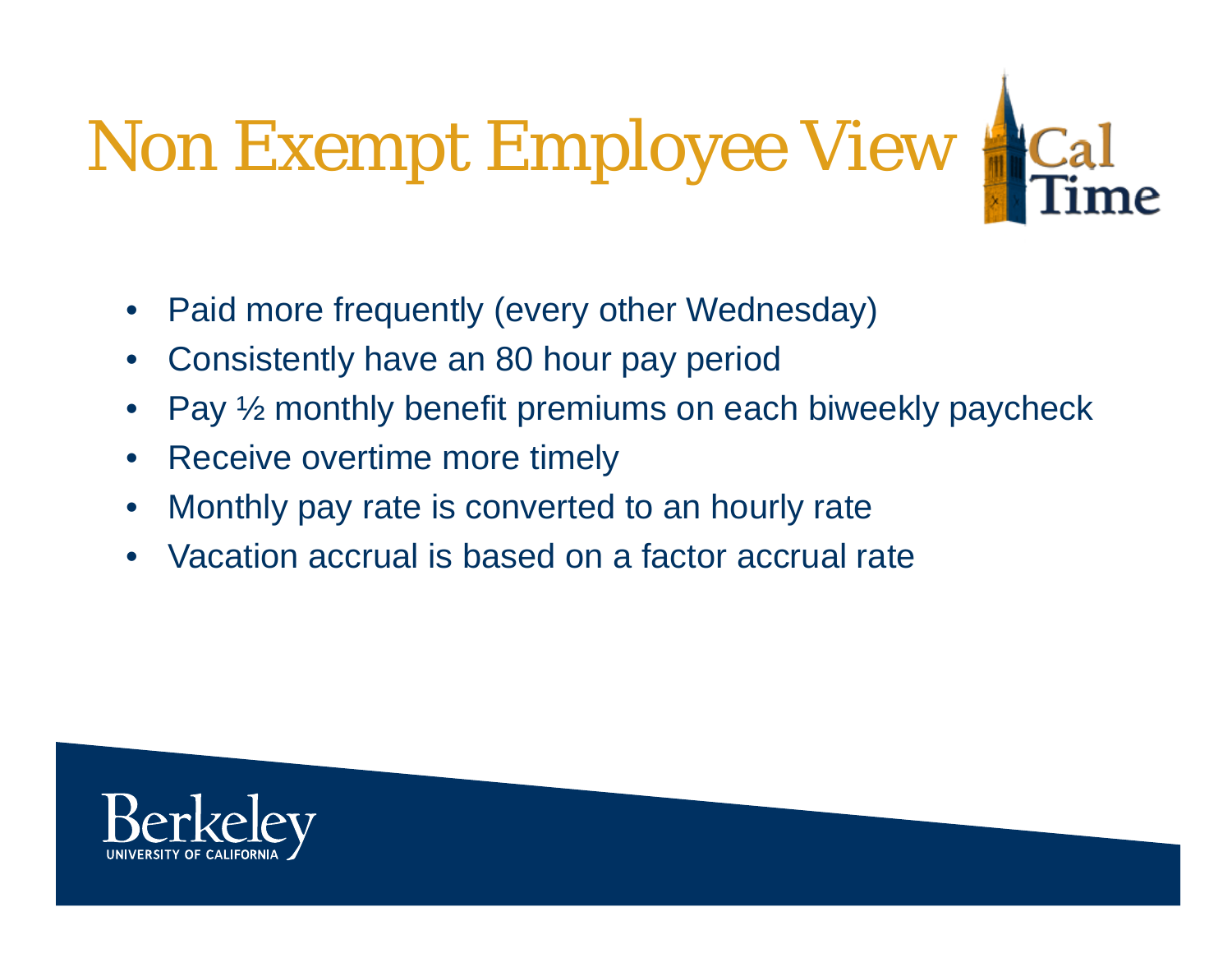# Non Exempt Employee View

- Paid more frequently (every other Wednesday)
- Consistently have an 80 hour pay period
- Pay ½ monthly benefit premiums on each biweekly paycheck
- Receive overtime more timely
- Monthly pay rate is converted to an hourly rate
- Vacation accrual is based on a factor accrual rate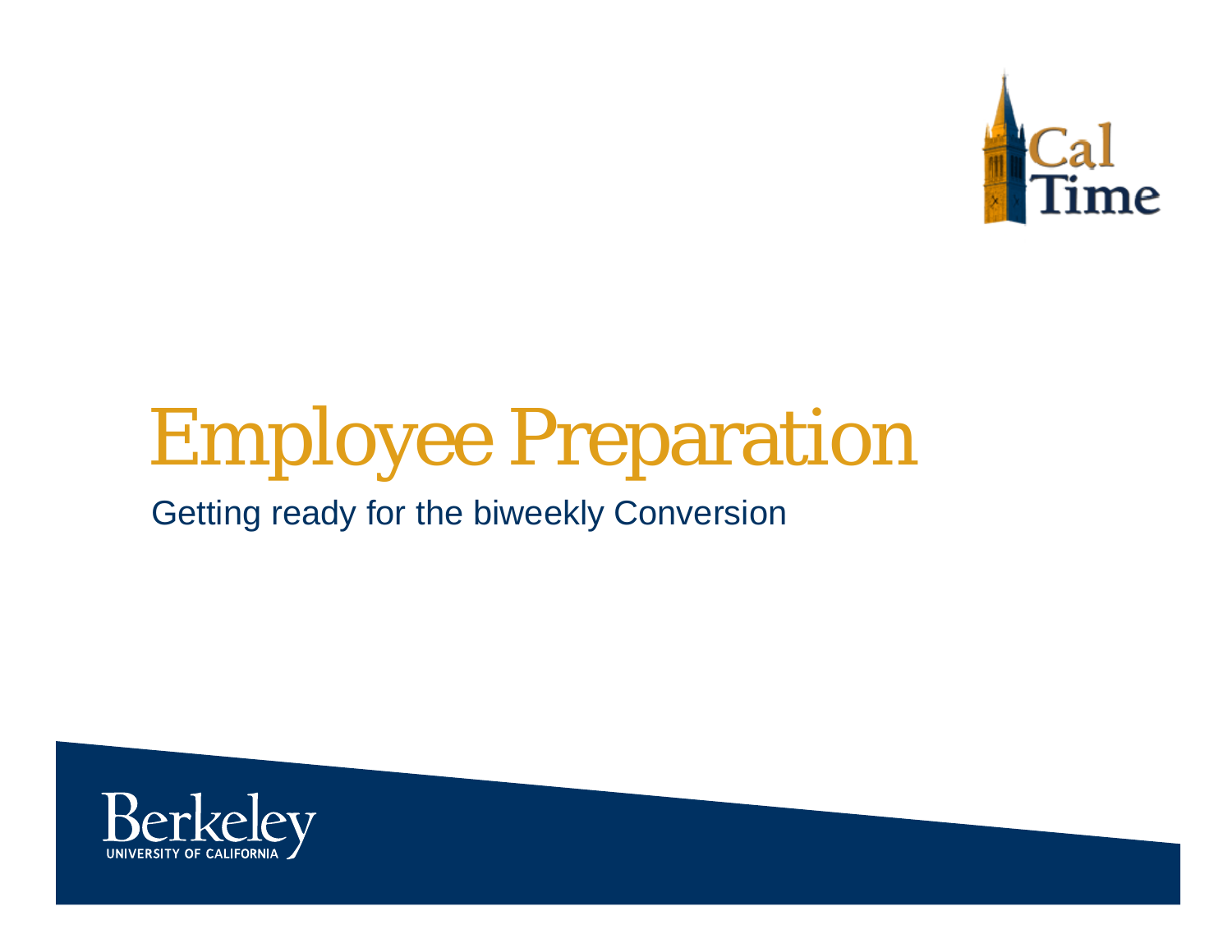# Employee Preparation

Getting ready for the biweekly Conversion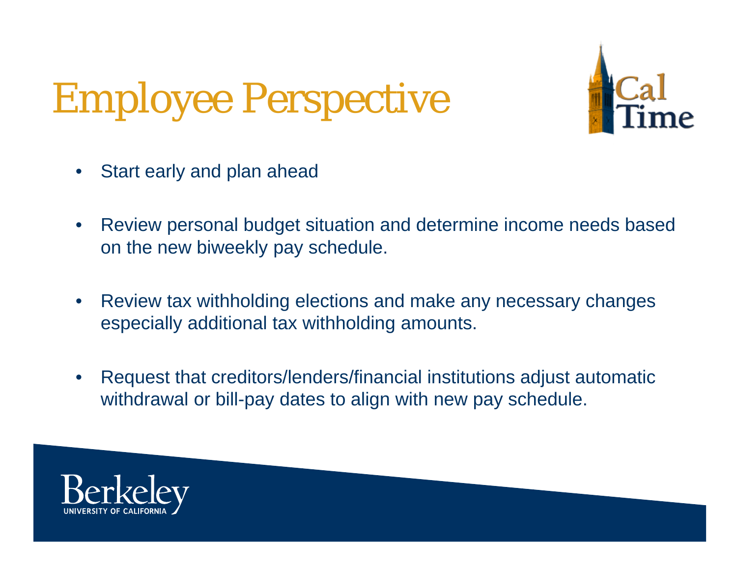# Employee Perspective

- Start early and plan ahead
- Review personal budget situation and determine income needs based on the new biweekly pay schedule.
- Review tax withholding elections and make any necessary changes especially additional tax withholding amounts.
- Request that creditors/lenders/financial institutions adjust automatic withdrawal or bill-pay dates to align with new pay schedule.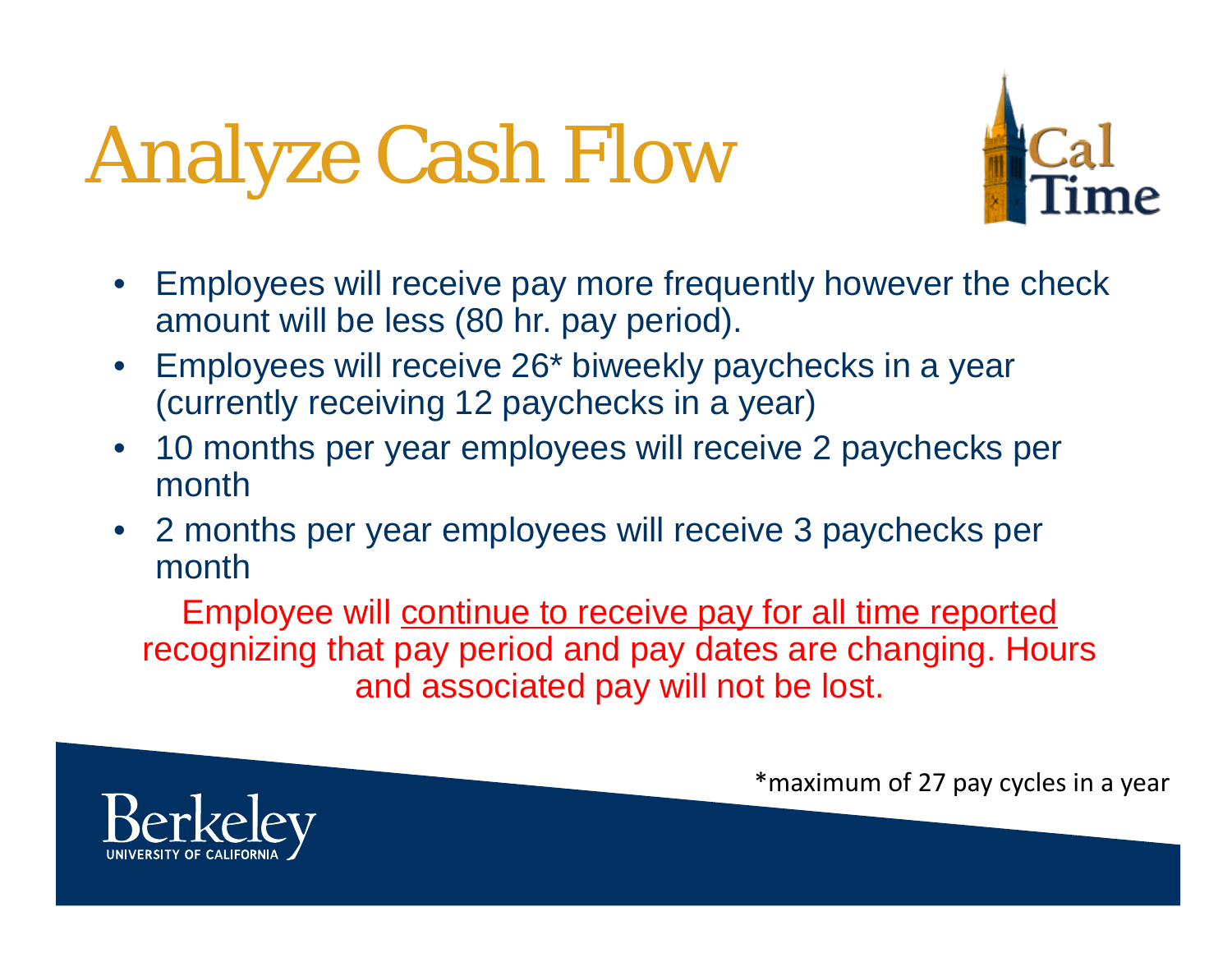# Analyze Cash Flow

- Employees will receive pay more frequently however the check amount will be less (80 hr. pay period).
- Employees will receive 26* biweekly paychecks in a year (currently receiving 12 paychecks in a year)
- 10 months per year employees will receive 2 paychecks per month
- 2 months per year employees will receive 3 paychecks per month

Employee will <u>continue to receive pay for all time reported</u> recognizing that pay period and pay dates are changing. Hours and associated pay will not be lost.

*maximum of 27 pay cycles in a year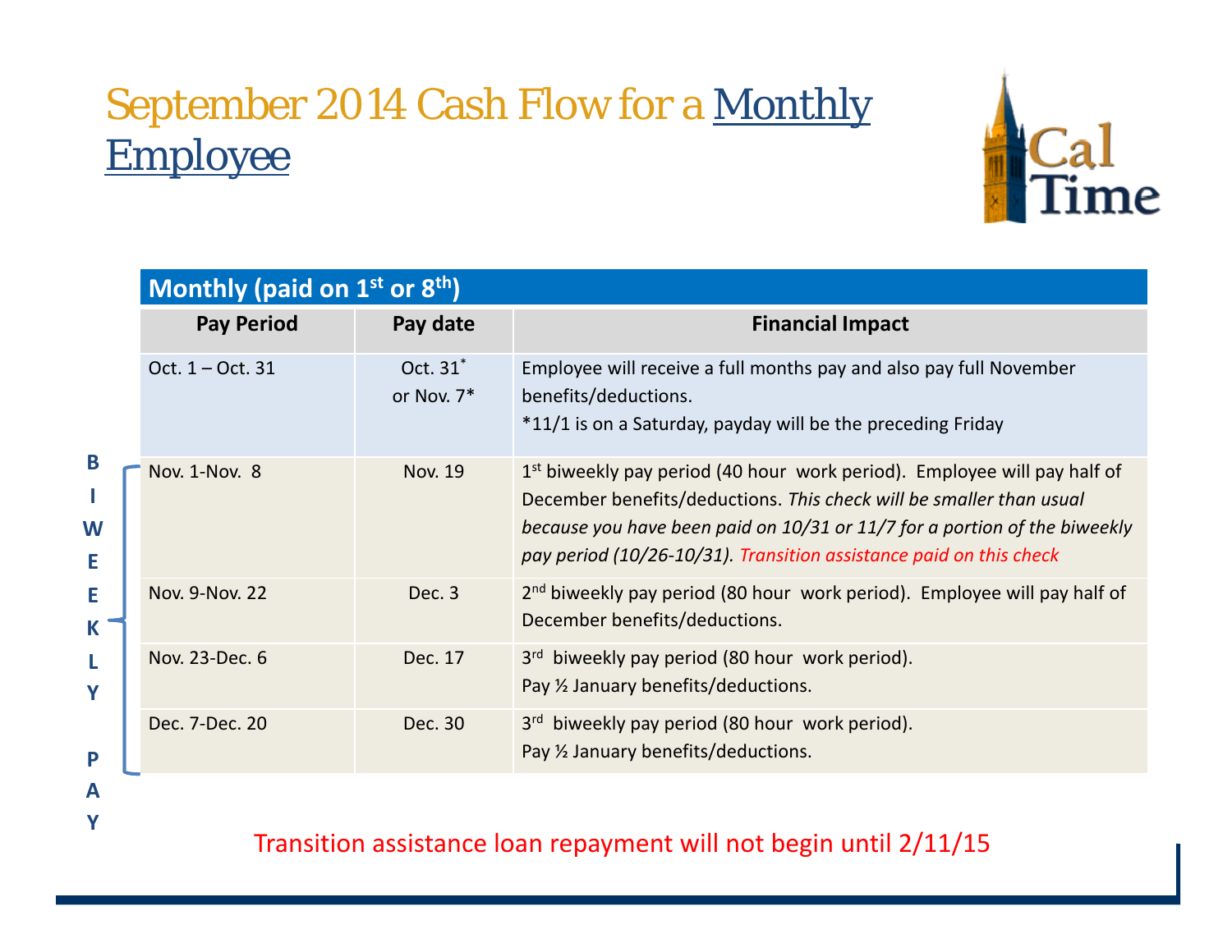# September 2014 Cash Flow for a Monthly Employee

Cal Time

| Monthly (paid on 1st or 8th) | | |
|---|---|---|
| **Pay Period** | **Pay date** | **Financial Impact** |
| Oct. 1 – Oct. 31 | Oct. 31* or Nov. 7* | Employee will receive a full months pay and also pay full November benefits/deductions. *11/1 is on a Saturday, payday will be the preceding Friday |
| Nov. 1-Nov. 8 | Nov. 19 | 1st biweekly pay period (40 hour work period). Employee will pay half of December benefits/deductions. *This check will be smaller than usual because you have been paid on 10/31 or 11/7 for a portion of the biweekly pay period (10/26-10/31). Transition assistance paid on this check* |
| Nov. 9-Nov. 22 | Dec. 3 | 2nd biweekly pay period (80 hour work period). Employee will pay half of December benefits/deductions. |
| Nov. 23-Dec. 6 | Dec. 17 | 3rd biweekly pay period (80 hour work period). Pay ½ January benefits/deductions. |
| Dec. 7-Dec. 20 | Dec. 30 | 3rd biweekly pay period (80 hour work period). Pay ½ January benefits/deductions. |

**BIWEEKLY PAY** (applies to pay periods Nov. 1 – Dec. 20)

Transition assistance loan repayment will not begin until 2/11/15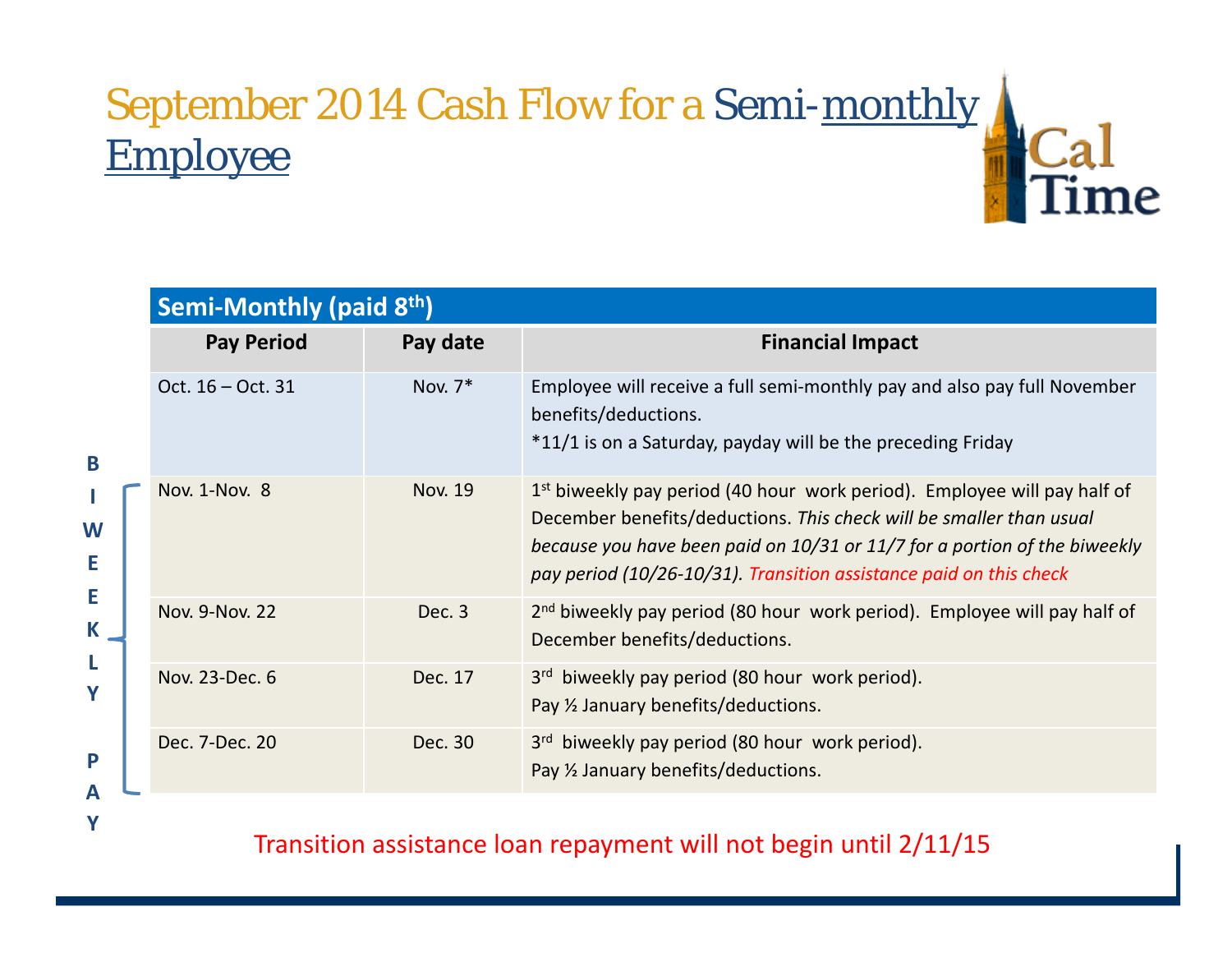# September 2014 Cash Flow for a Semi-monthly Employee

| Semi-Monthly (paid 8th) | | |
|---|---|---|
| **Pay Period** | **Pay date** | **Financial Impact** |
| Oct. 16 – Oct. 31 | Nov. 7* | Employee will receive a full semi-monthly pay and also pay full November benefits/deductions. *11/1 is on a Saturday, payday will be the preceding Friday |
| Nov. 1-Nov. 8 | Nov. 19 | 1st biweekly pay period (40 hour work period). Employee will pay half of December benefits/deductions. *This check will be smaller than usual because you have been paid on 10/31 or 11/7 for a portion of the biweekly pay period (10/26-10/31). Transition assistance paid on this check* |
| Nov. 9-Nov. 22 | Dec. 3 | 2nd biweekly pay period (80 hour work period). Employee will pay half of December benefits/deductions. |
| Nov. 23-Dec. 6 | Dec. 17 | 3rd biweekly pay period (80 hour work period). Pay ½ January benefits/deductions. |
| Dec. 7-Dec. 20 | Dec. 30 | 3rd biweekly pay period (80 hour work period). Pay ½ January benefits/deductions. |

BIWEEKLY PAY (Nov. 1-Nov. 8 through Dec. 7-Dec. 20)

Transition assistance loan repayment will not begin until 2/11/15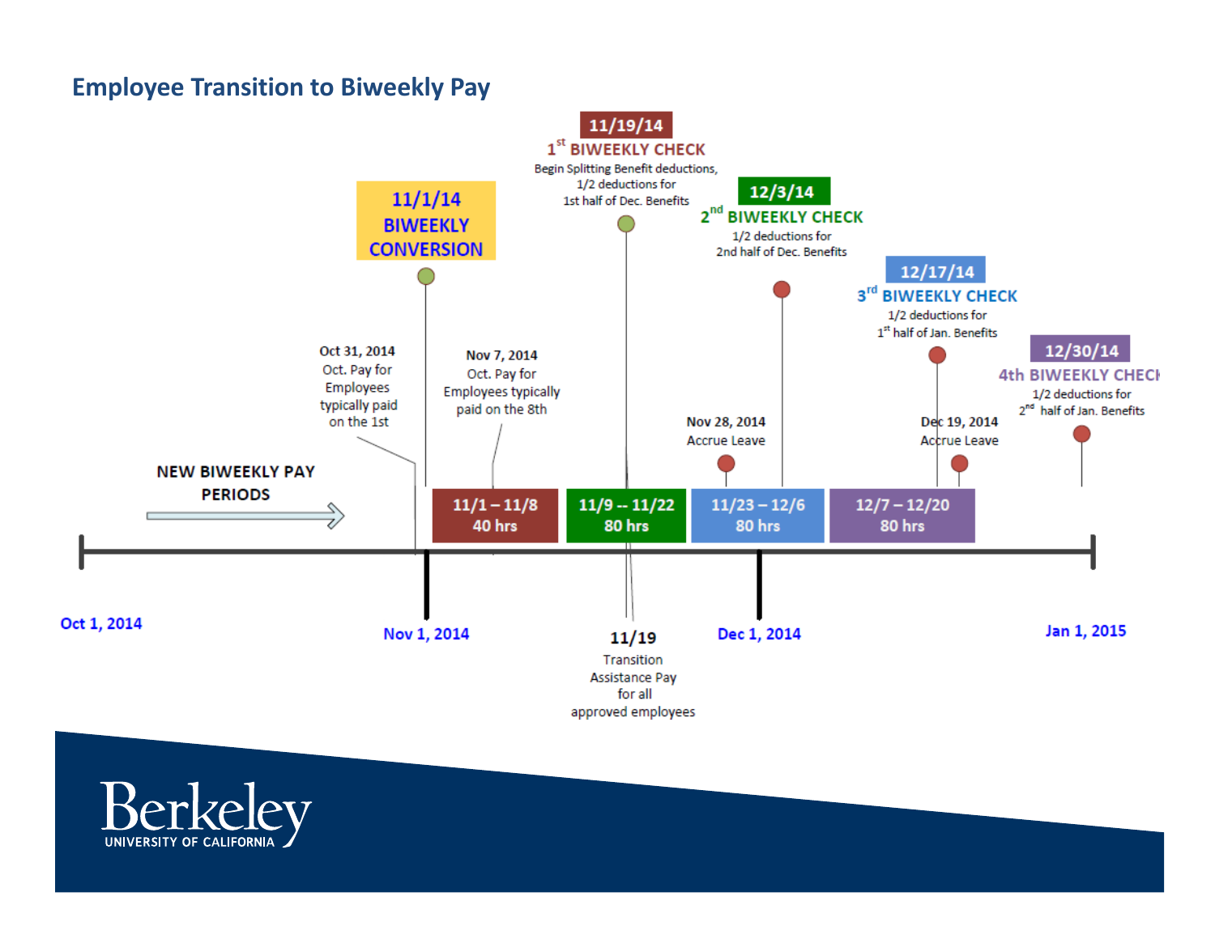## Employee Transition to Biweekly Pay

**11/1/14**
**BIWEEKLY CONVERSION**

**11/19/14**
**1st BIWEEKLY CHECK**
Begin Splitting Benefit deductions, 1/2 deductions for 1st half of Dec. Benefits

**12/3/14**
**2nd BIWEEKLY CHECK**
1/2 deductions for 2nd half of Dec. Benefits

**12/17/14**
**3rd BIWEEKLY CHECK**
1/2 deductions for 1st half of Jan. Benefits

**12/30/14**
**4th BIWEEKLY CHECK**
1/2 deductions for 2nd half of Jan. Benefits

Oct 31, 2014
Oct. Pay for Employees typically paid on the 1st

Nov 7, 2014
Oct. Pay for Employees typically paid on the 8th

Nov 28, 2014
Accrue Leave

Dec 19, 2014
Accrue Leave

**NEW BIWEEKLY PAY PERIODS**

- **11/1 – 11/8** 40 hrs
- **11/9 -- 11/22** 80 hrs
- **11/23 – 12/6** 80 hrs
- **12/7 – 12/20** 80 hrs

Oct 1, 2014 — Nov 1, 2014 — Dec 1, 2014 — Jan 1, 2015

**11/19**
Transition Assistance Pay for all approved employees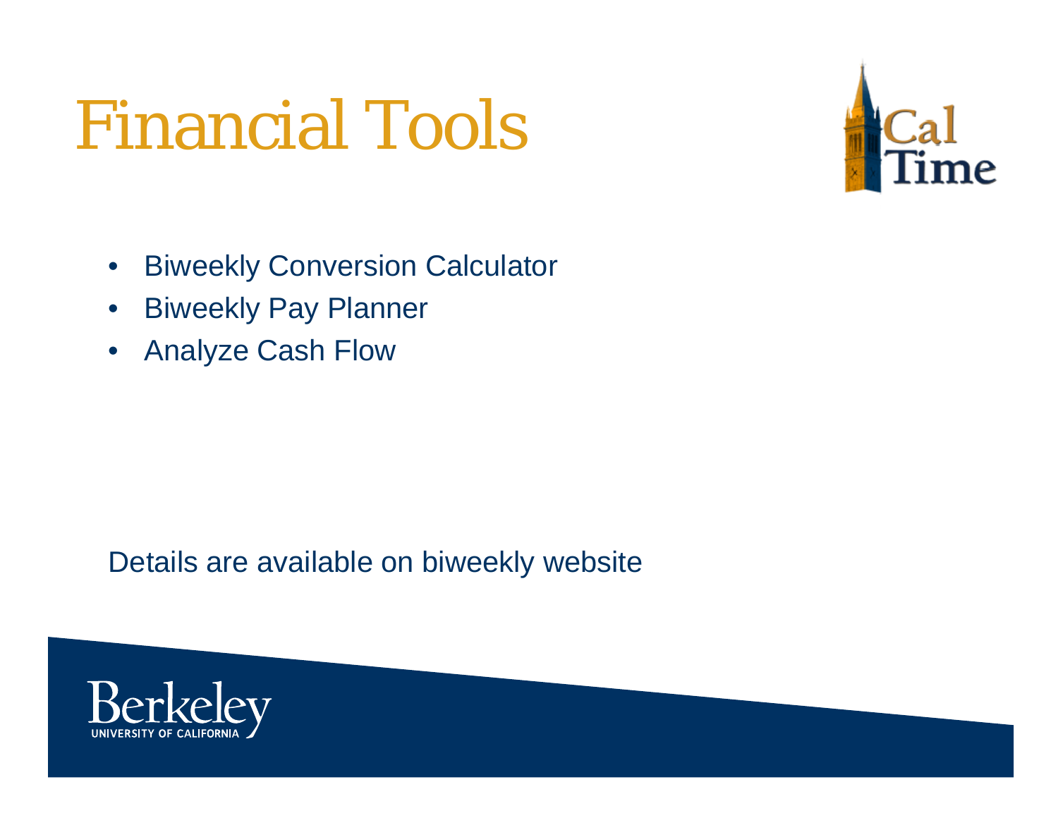# Financial Tools

- Biweekly Conversion Calculator
- Biweekly Pay Planner
- Analyze Cash Flow

Details are available on biweekly website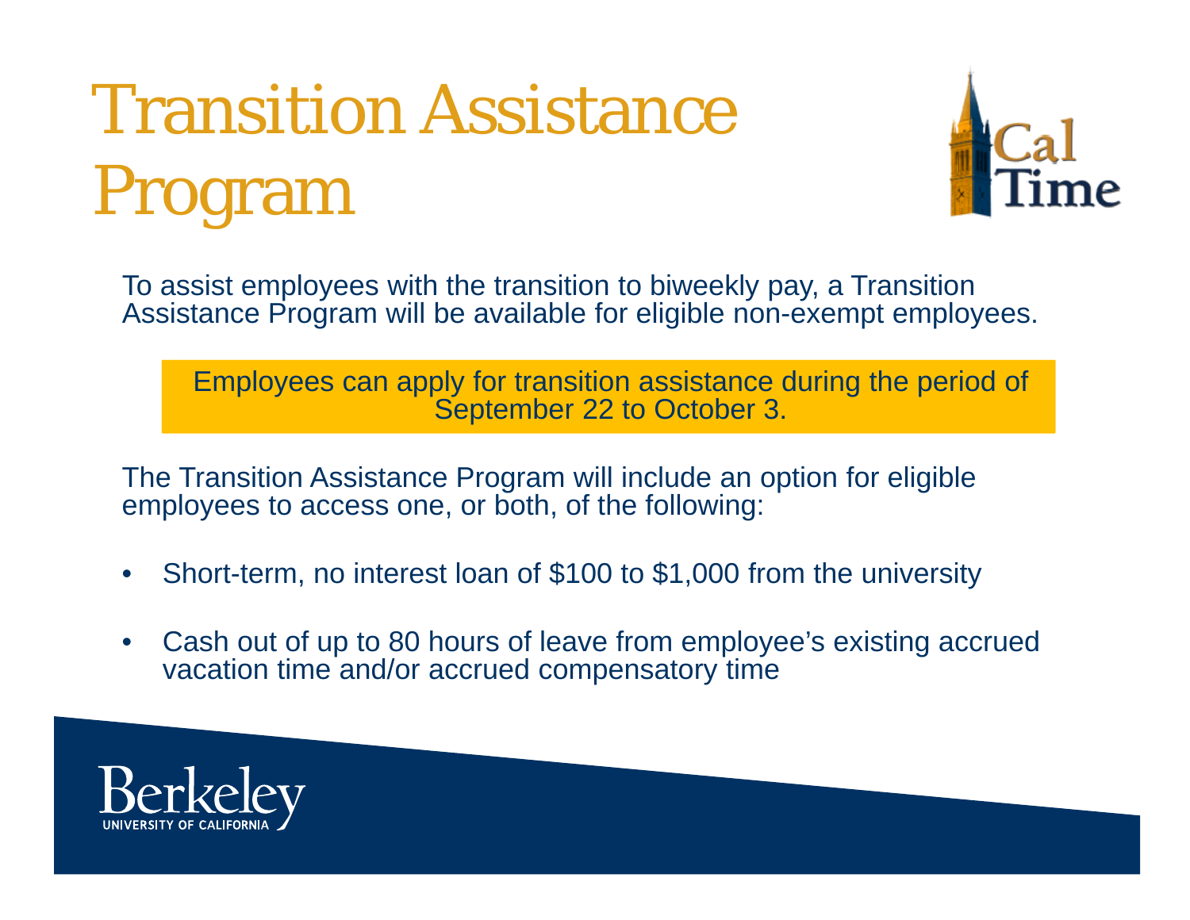# Transition Assistance Program

To assist employees with the transition to biweekly pay, a Transition Assistance Program will be available for eligible non-exempt employees.

Employees can apply for transition assistance during the period of September 22 to October 3.

The Transition Assistance Program will include an option for eligible employees to access one, or both, of the following:

- Short-term, no interest loan of $100 to $1,000 from the university
- Cash out of up to 80 hours of leave from employee's existing accrued vacation time and/or accrued compensatory time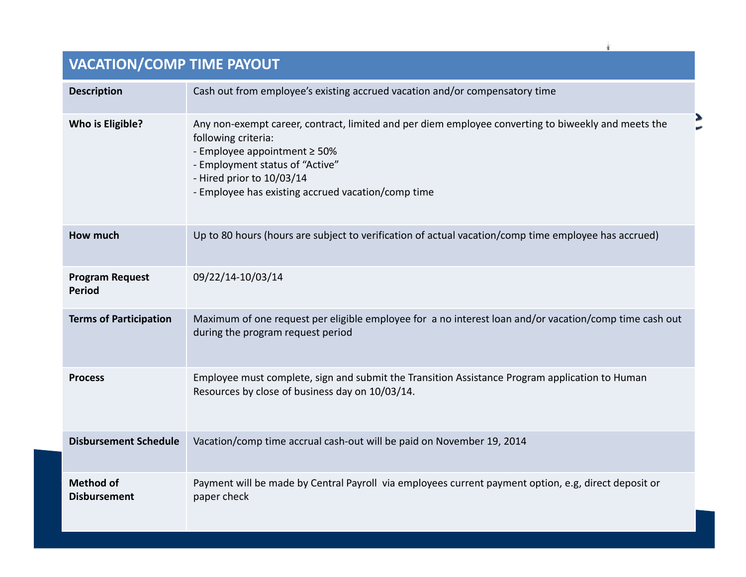| VACATION/COMP TIME PAYOUT | |
|---|---|
| **Description** | Cash out from employee's existing accrued vacation and/or compensatory time |
| **Who is Eligible?** | Any non-exempt career, contract, limited and per diem employee converting to biweekly and meets the following criteria:<br>- Employee appointment ≥ 50%<br>- Employment status of "Active"<br>- Hired prior to 10/03/14<br>- Employee has existing accrued vacation/comp time |
| **How much** | Up to 80 hours (hours are subject to verification of actual vacation/comp time employee has accrued) |
| **Program Request Period** | 09/22/14-10/03/14 |
| **Terms of Participation** | Maximum of one request per eligible employee for a no interest loan and/or vacation/comp time cash out during the program request period |
| **Process** | Employee must complete, sign and submit the Transition Assistance Program application to Human Resources by close of business day on 10/03/14. |
| **Disbursement Schedule** | Vacation/comp time accrual cash-out will be paid on November 19, 2014 |
| **Method of Disbursement** | Payment will be made by Central Payroll via employees current payment option, e.g, direct deposit or paper check |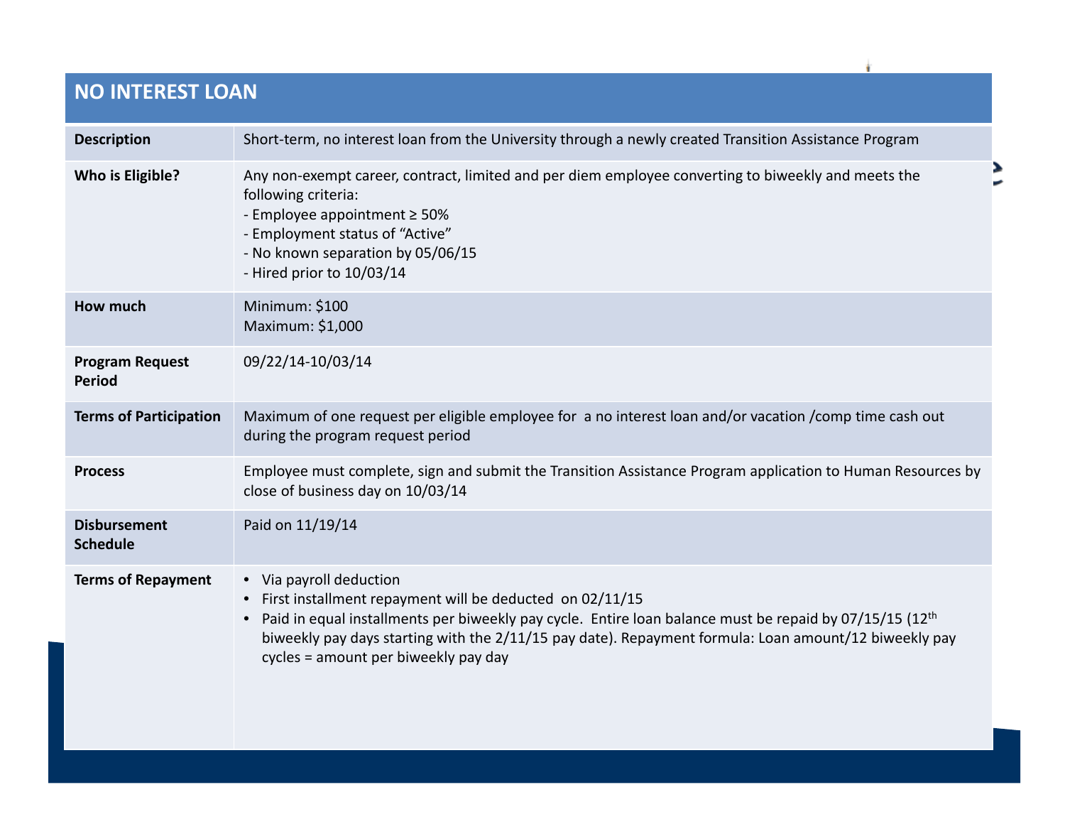| NO INTEREST LOAN | |
|---|---|
| **Description** | Short-term, no interest loan from the University through a newly created Transition Assistance Program |
| **Who is Eligible?** | Any non-exempt career, contract, limited and per diem employee converting to biweekly and meets the following criteria:<br>- Employee appointment ≥ 50%<br>- Employment status of "Active"<br>- No known separation by 05/06/15<br>- Hired prior to 10/03/14 |
| **How much** | Minimum: $100<br>Maximum: $1,000 |
| **Program Request Period** | 09/22/14-10/03/14 |
| **Terms of Participation** | Maximum of one request per eligible employee for a no interest loan and/or vacation /comp time cash out during the program request period |
| **Process** | Employee must complete, sign and submit the Transition Assistance Program application to Human Resources by close of business day on 10/03/14 |
| **Disbursement Schedule** | Paid on 11/19/14 |
| **Terms of Repayment** | • Via payroll deduction<br>• First installment repayment will be deducted on 02/11/15<br>• Paid in equal installments per biweekly pay cycle. Entire loan balance must be repaid by 07/15/15 (12th biweekly pay days starting with the 2/11/15 pay date). Repayment formula: Loan amount/12 biweekly pay cycles = amount per biweekly pay day |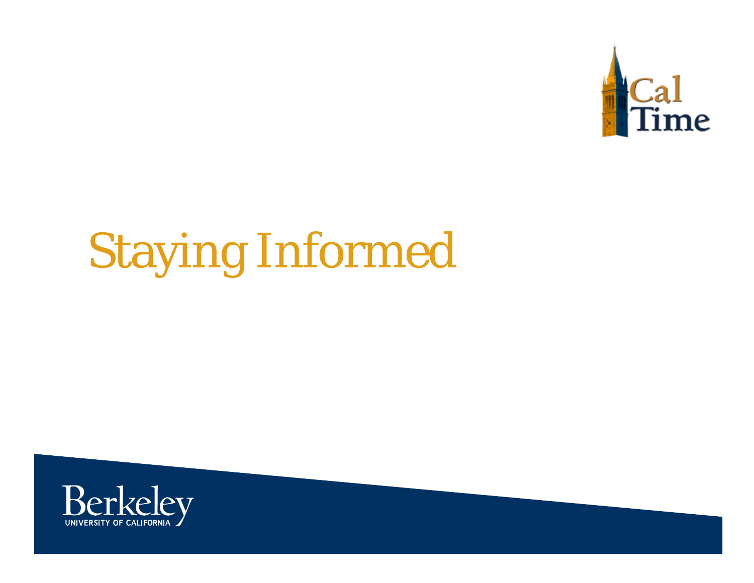# Staying Informed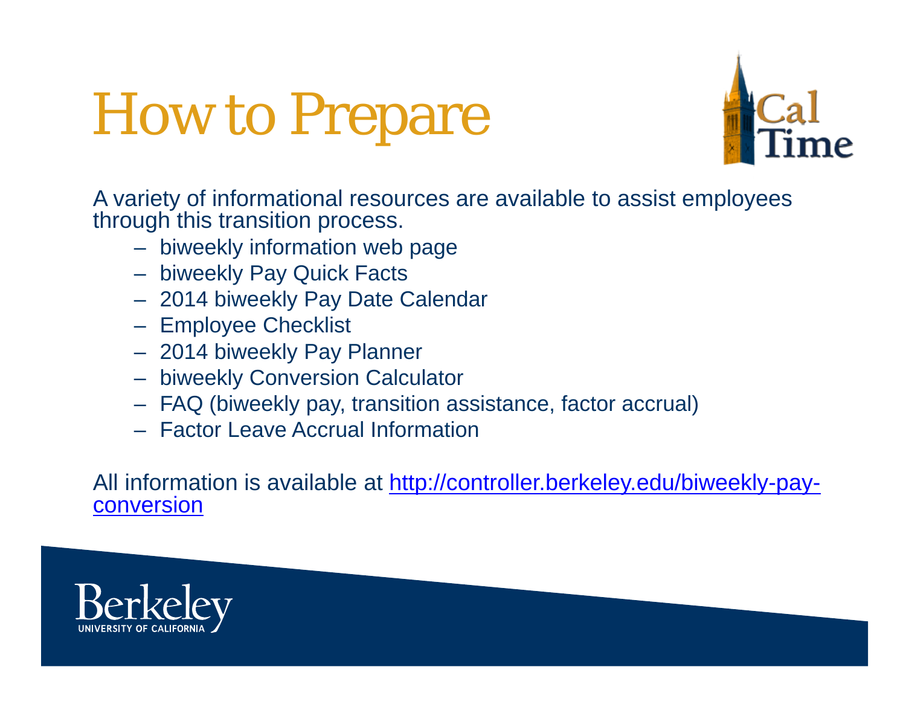# How to Prepare

A variety of informational resources are available to assist employees through this transition process.

- biweekly information web page
- biweekly Pay Quick Facts
- 2014 biweekly Pay Date Calendar
- Employee Checklist
- 2014 biweekly Pay Planner
- biweekly Conversion Calculator
- FAQ (biweekly pay, transition assistance, factor accrual)
- Factor Leave Accrual Information

All information is available at [http://controller.berkeley.edu/biweekly-pay-conversion](http://controller.berkeley.edu/biweekly-pay-conversion)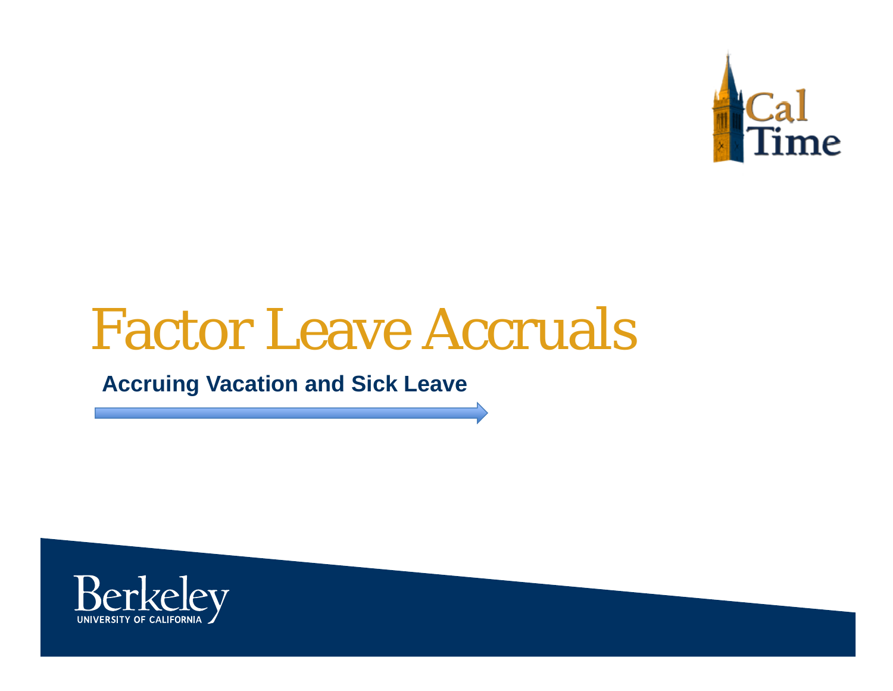# Factor Leave Accruals

**Accruing Vacation and Sick Leave**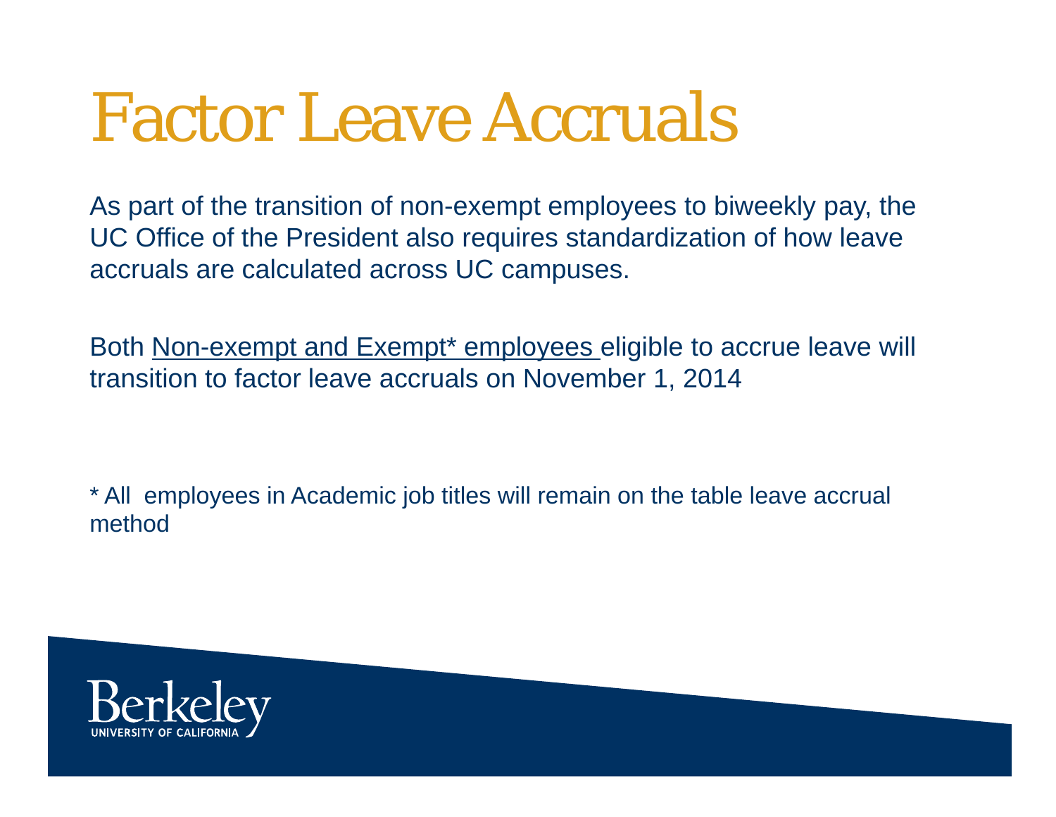# Factor Leave Accruals

As part of the transition of non-exempt employees to biweekly pay, the UC Office of the President also requires standardization of how leave accruals are calculated across UC campuses.

Both Non-exempt and Exempt* employees eligible to accrue leave will transition to factor leave accruals on November 1, 2014

* All employees in Academic job titles will remain on the table leave accrual method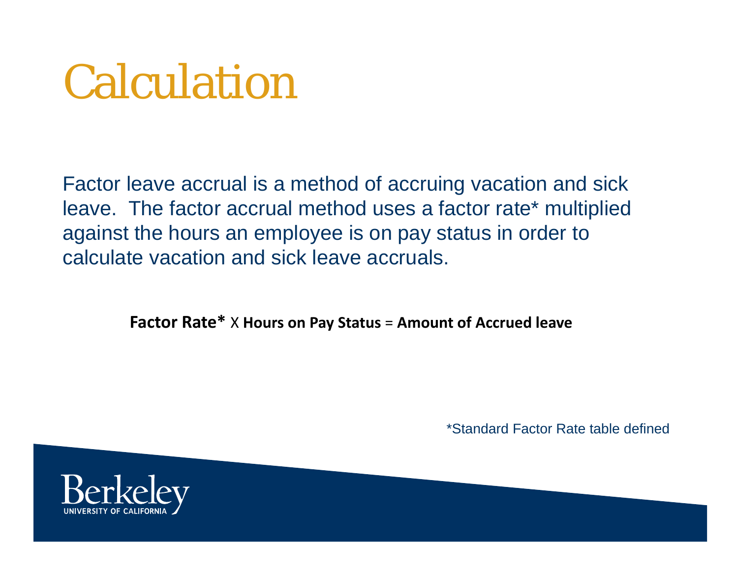# Calculation

Factor leave accrual is a method of accruing vacation and sick leave. The factor accrual method uses a factor rate* multiplied against the hours an employee is on pay status in order to calculate vacation and sick leave accruals.

**Factor Rate*** X **Hours on Pay Status** = **Amount of Accrued leave**

*Standard Factor Rate table defined

Berkeley
UNIVERSITY OF CALIFORNIA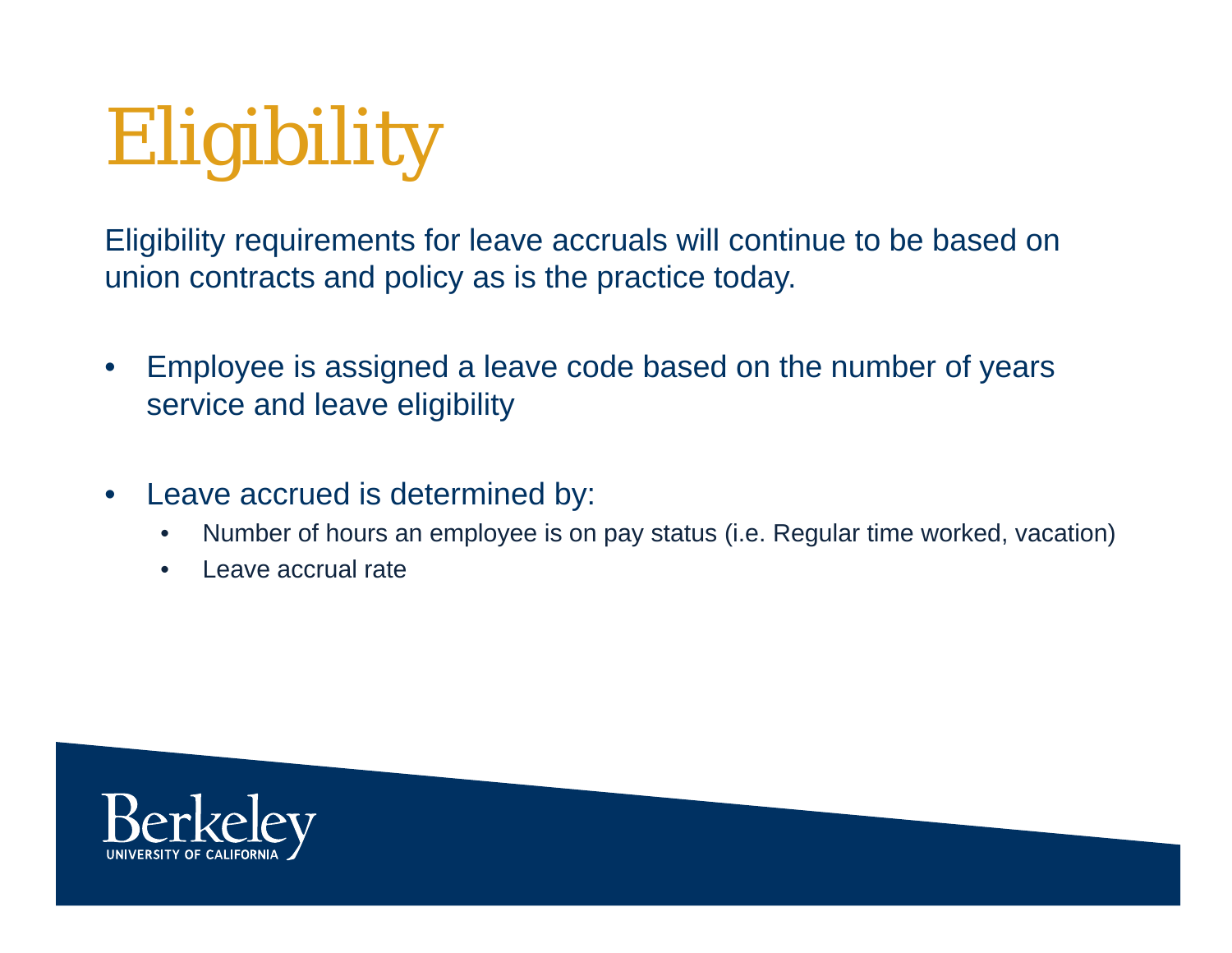# Eligibility

Eligibility requirements for leave accruals will continue to be based on union contracts and policy as is the practice today.

- Employee is assigned a leave code based on the number of years service and leave eligibility
- Leave accrued is determined by:
  - Number of hours an employee is on pay status (i.e. Regular time worked, vacation)
  - Leave accrual rate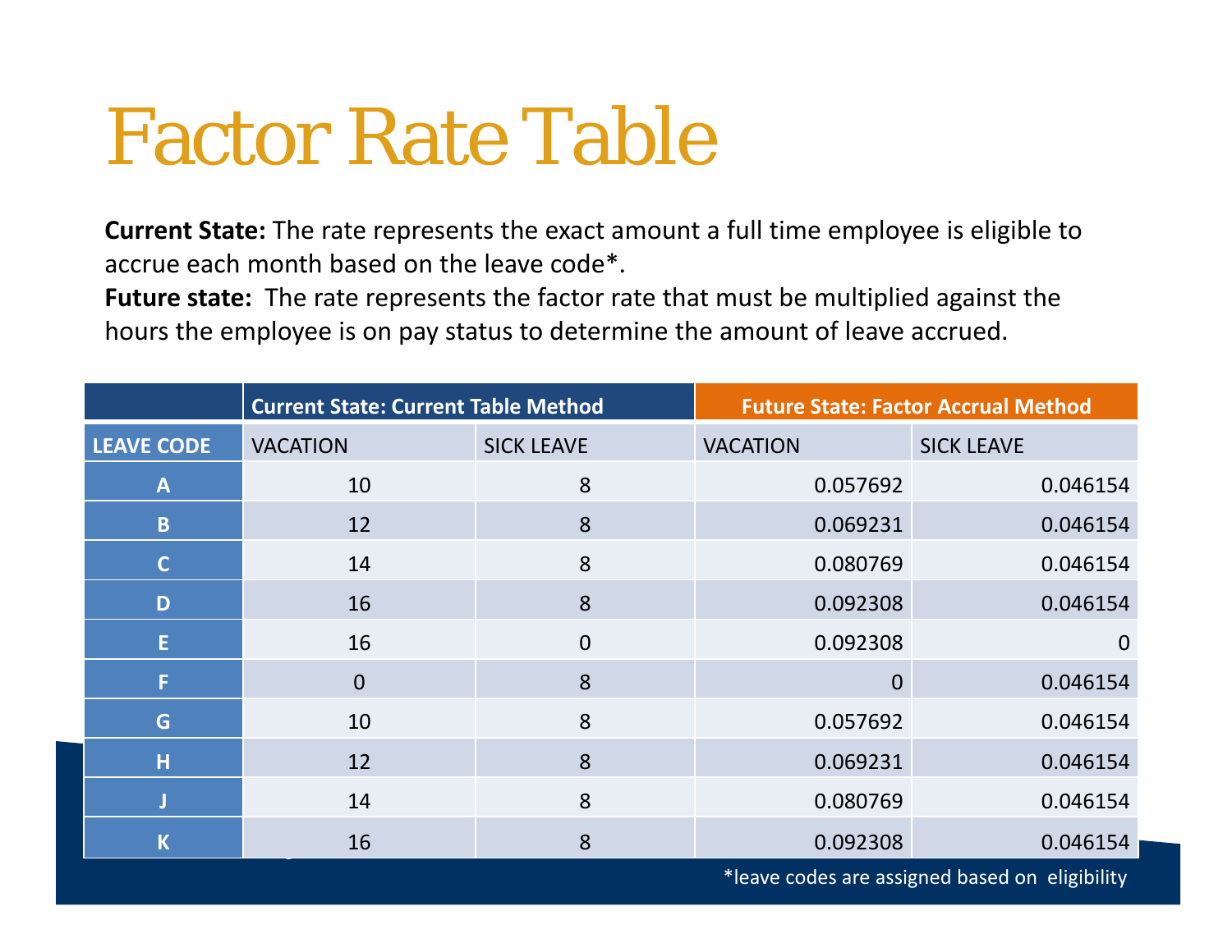# Factor Rate Table

**Current State:** The rate represents the exact amount a full time employee is eligible to accrue each month based on the leave code*.
**Future state:** The rate represents the factor rate that must be multiplied against the hours the employee is on pay status to determine the amount of leave accrued.

| | Current State: Current Table Method | | Future State: Factor Accrual Method | |
|---|---|---|---|---|
| LEAVE CODE | VACATION | SICK LEAVE | VACATION | SICK LEAVE |
| A | 10 | 8 | 0.057692 | 0.046154 |
| B | 12 | 8 | 0.069231 | 0.046154 |
| C | 14 | 8 | 0.080769 | 0.046154 |
| D | 16 | 8 | 0.092308 | 0.046154 |
| E | 16 | 0 | 0.092308 | 0 |
| F | 0 | 8 | 0 | 0.046154 |
| G | 10 | 8 | 0.057692 | 0.046154 |
| H | 12 | 8 | 0.069231 | 0.046154 |
| J | 14 | 8 | 0.080769 | 0.046154 |
| K | 16 | 8 | 0.092308 | 0.046154 |

*leave codes are assigned based on eligibility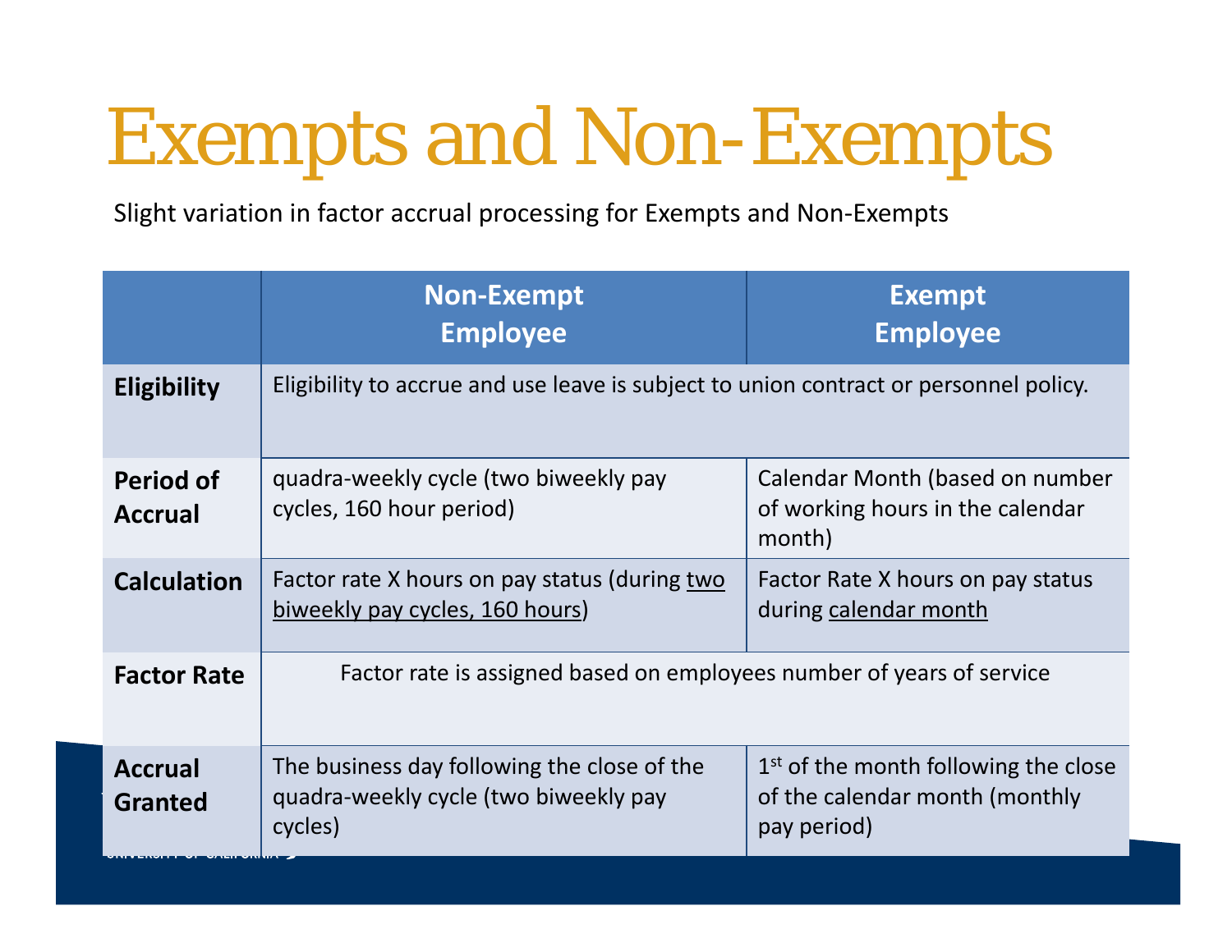# Exempts and Non-Exempts

Slight variation in factor accrual processing for Exempts and Non-Exempts

| | Non-Exempt Employee | Exempt Employee |
|---|---|---|
| **Eligibility** | Eligibility to accrue and use leave is subject to union contract or personnel policy. | |
| **Period of Accrual** | quadra-weekly cycle (two biweekly pay cycles, 160 hour period) | Calendar Month (based on number of working hours in the calendar month) |
| **Calculation** | Factor rate X hours on pay status (during <u>two biweekly pay cycles, 160 hours</u>) | Factor Rate X hours on pay status during <u>calendar month</u> |
| **Factor Rate** | Factor rate is assigned based on employees number of years of service | |
| **Accrual Granted** | The business day following the close of the quadra-weekly cycle (two biweekly pay cycles) | 1st of the month following the close of the calendar month (monthly pay period) |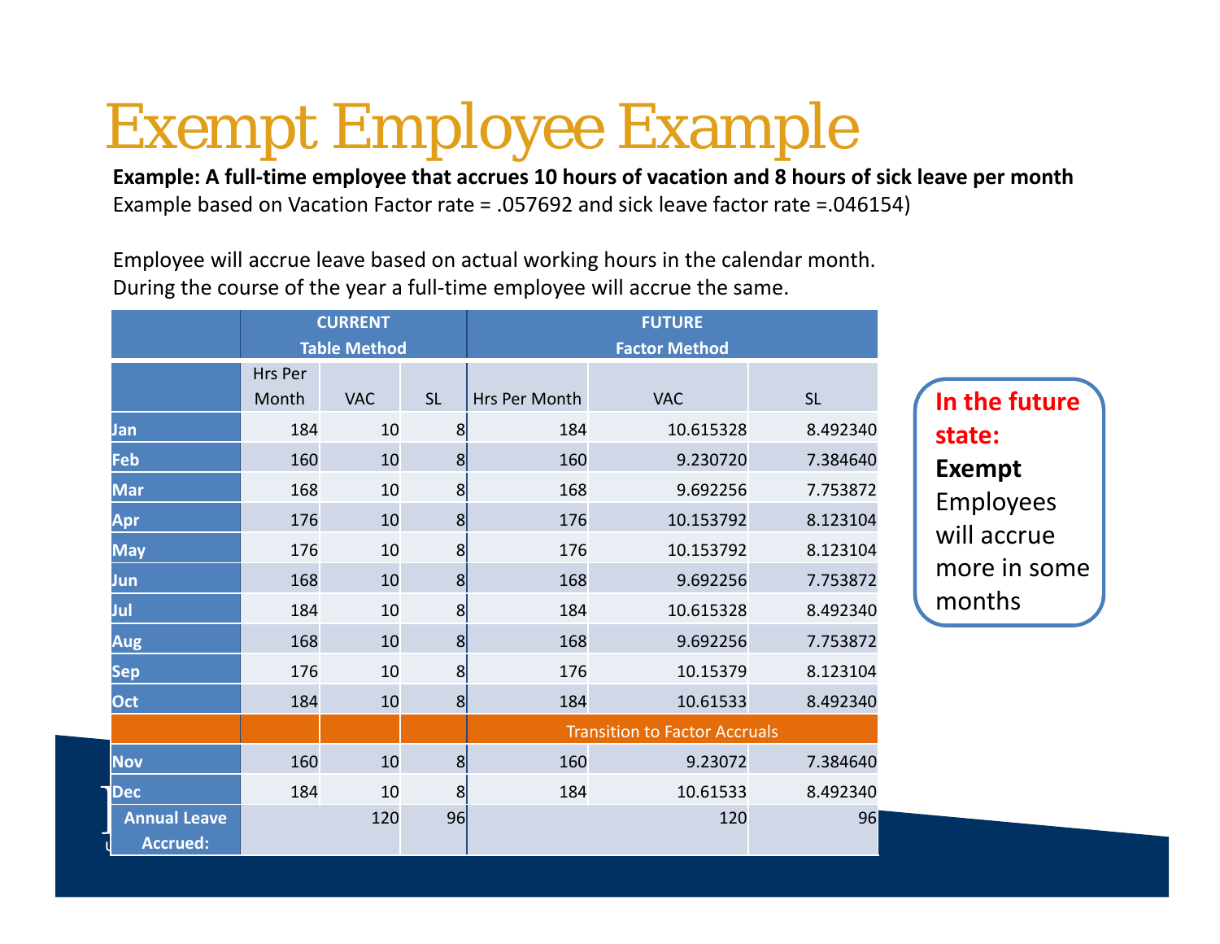# Exempt Employee Example

**Example: A full-time employee that accrues 10 hours of vacation and 8 hours of sick leave per month**
Example based on Vacation Factor rate = .057692 and sick leave factor rate =.046154)

Employee will accrue leave based on actual working hours in the calendar month.
During the course of the year a full-time employee will accrue the same.

| | CURRENT Table Method | | | FUTURE Factor Method | | |
|---|---|---|---|---|---|---|
| | Hrs Per Month | VAC | SL | Hrs Per Month | VAC | SL |
| Jan | 184 | 10 | 8 | 184 | 10.615328 | 8.492340 |
| Feb | 160 | 10 | 8 | 160 | 9.230720 | 7.384640 |
| Mar | 168 | 10 | 8 | 168 | 9.692256 | 7.753872 |
| Apr | 176 | 10 | 8 | 176 | 10.153792 | 8.123104 |
| May | 176 | 10 | 8 | 176 | 10.153792 | 8.123104 |
| Jun | 168 | 10 | 8 | 168 | 9.692256 | 7.753872 |
| Jul | 184 | 10 | 8 | 184 | 10.615328 | 8.492340 |
| Aug | 168 | 10 | 8 | 168 | 9.692256 | 7.753872 |
| Sep | 176 | 10 | 8 | 176 | 10.15379 | 8.123104 |
| Oct | 184 | 10 | 8 | 184 | 10.61533 | 8.492340 |
| | | | | Transition to Factor Accruals | | |
| Nov | 160 | 10 | 8 | 160 | 9.23072 | 7.384640 |
| Dec | 184 | 10 | 8 | 184 | 10.61533 | 8.492340 |
| Annual Leave Accrued: | | 120 | 96 | | 120 | 96 |

**In the future state:**
**Exempt** Employees will accrue more in some months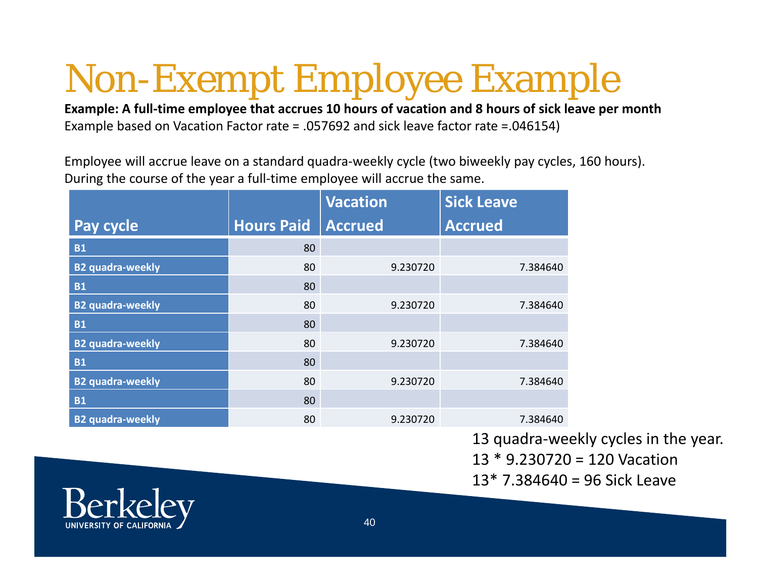# Non-Exempt Employee Example

**Example: A full-time employee that accrues 10 hours of vacation and 8 hours of sick leave per month**
Example based on Vacation Factor rate = .057692 and sick leave factor rate =.046154)

Employee will accrue leave on a standard quadra-weekly cycle (two biweekly pay cycles, 160 hours).
During the course of the year a full-time employee will accrue the same.

| Pay cycle | Hours Paid | Vacation Accrued | Sick Leave Accrued |
|---|---|---|---|
| B1 | 80 | | |
| B2 quadra-weekly | 80 | 9.230720 | 7.384640 |
| B1 | 80 | | |
| B2 quadra-weekly | 80 | 9.230720 | 7.384640 |
| B1 | 80 | | |
| B2 quadra-weekly | 80 | 9.230720 | 7.384640 |
| B1 | 80 | | |
| B2 quadra-weekly | 80 | 9.230720 | 7.384640 |
| B1 | 80 | | |
| B2 quadra-weekly | 80 | 9.230720 | 7.384640 |

13 quadra-weekly cycles in the year.
13 * 9.230720 = 120 Vacation
13* 7.384640 = 96 Sick Leave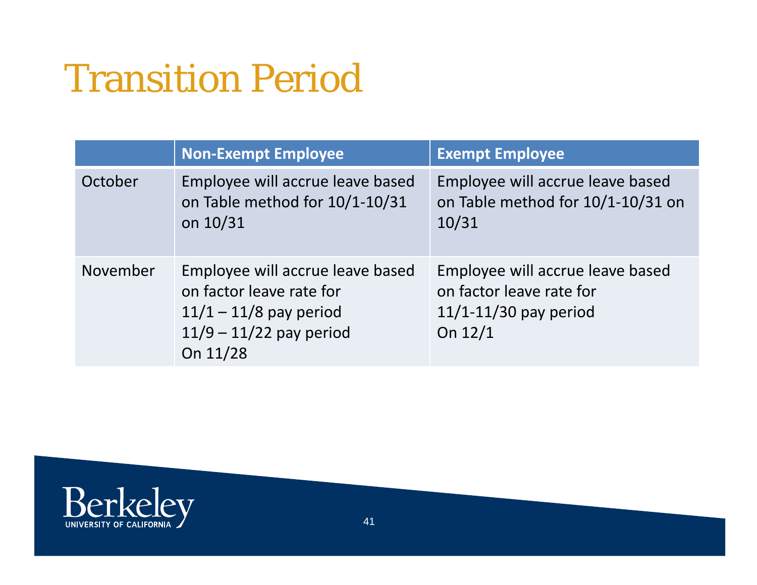# Transition Period

| | Non-Exempt Employee | Exempt Employee |
|---|---|---|
| October | Employee will accrue leave based on Table method for 10/1-10/31 on 10/31 | Employee will accrue leave based on Table method for 10/1-10/31 on 10/31 |
| November | Employee will accrue leave based on factor leave rate for<br>11/1 – 11/8 pay period<br>11/9 – 11/22 pay period<br>On 11/28 | Employee will accrue leave based on factor leave rate for<br>11/1-11/30 pay period<br>On 12/1 |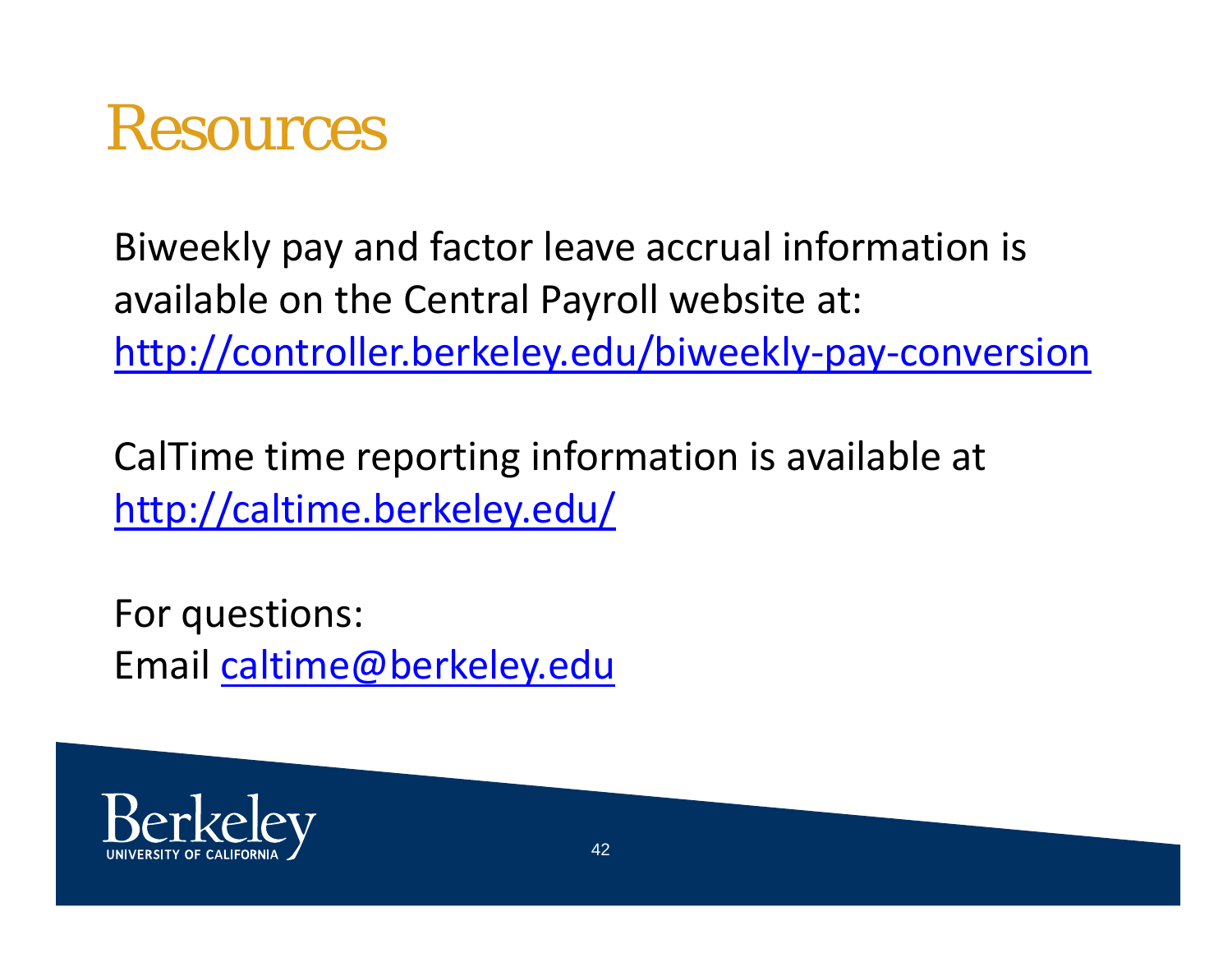# Resources

Biweekly pay and factor leave accrual information is available on the Central Payroll website at: [http://controller.berkeley.edu/biweekly-pay-conversion](http://controller.berkeley.edu/biweekly-pay-conversion)

CalTime time reporting information is available at [http://caltime.berkeley.edu/](http://caltime.berkeley.edu/)

For questions:
Email [caltime@berkeley.edu](mailto:caltime@berkeley.edu)

Berkeley
UNIVERSITY OF CALIFORNIA